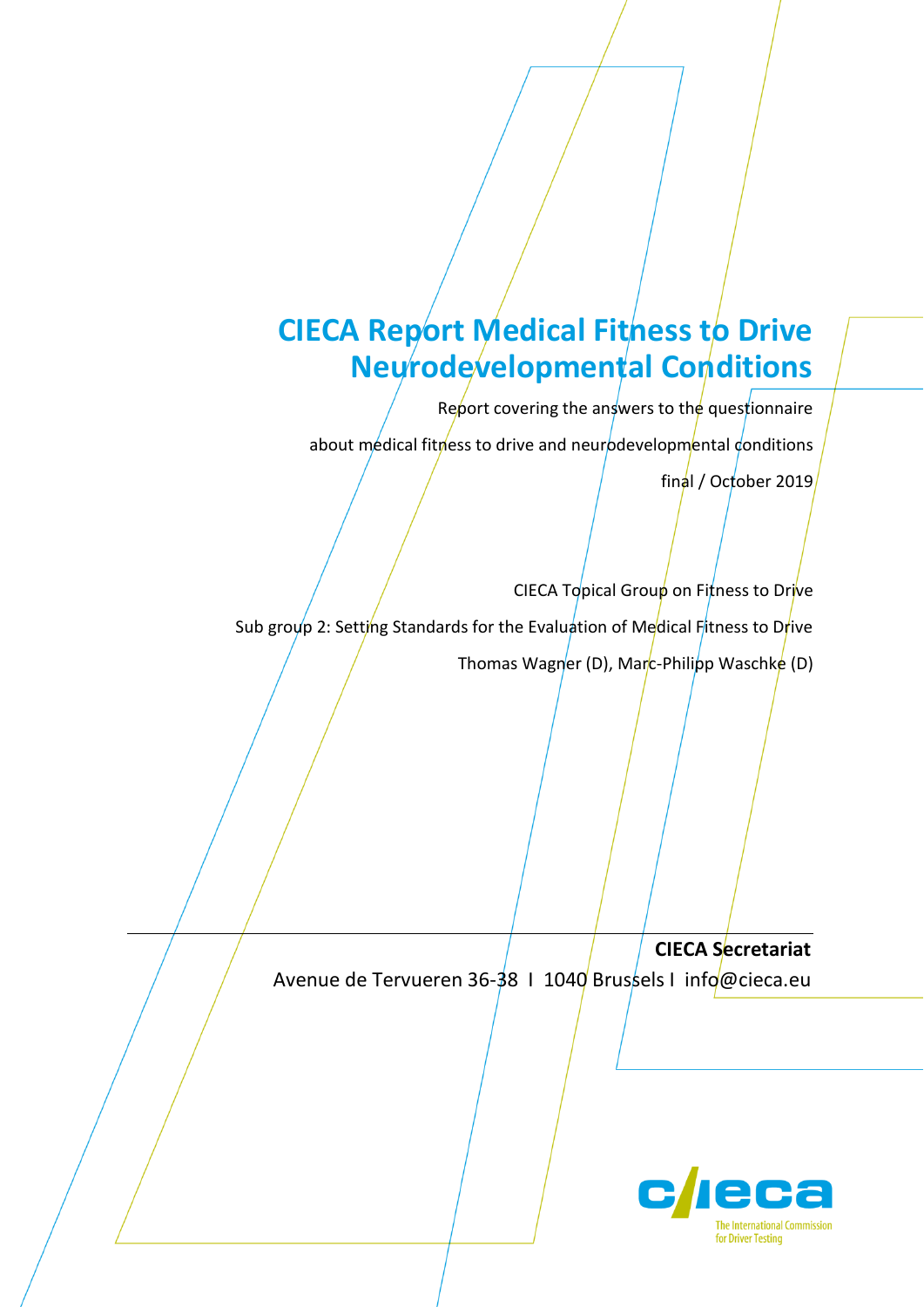# CIECA Report Medical Fitness to Drive Neurodevelopmental Conditions

Report covering the answers to the questionnaire

about medical fitness to drive and neurodevelopmental conditions

final / October 2019

CIECA Topical Group on Fitness to Drive

Sub group 2: Setting Standards for the Evaluation of Medical Fitness to Drive

Thomas Wagner (D), Marc-Philipp Waschke (D)

**CIECA Secretariat**

Avenue de Tervueren 36-38 I 1040 Brussels I info@cieca.eu

The International Commission for Driver Testing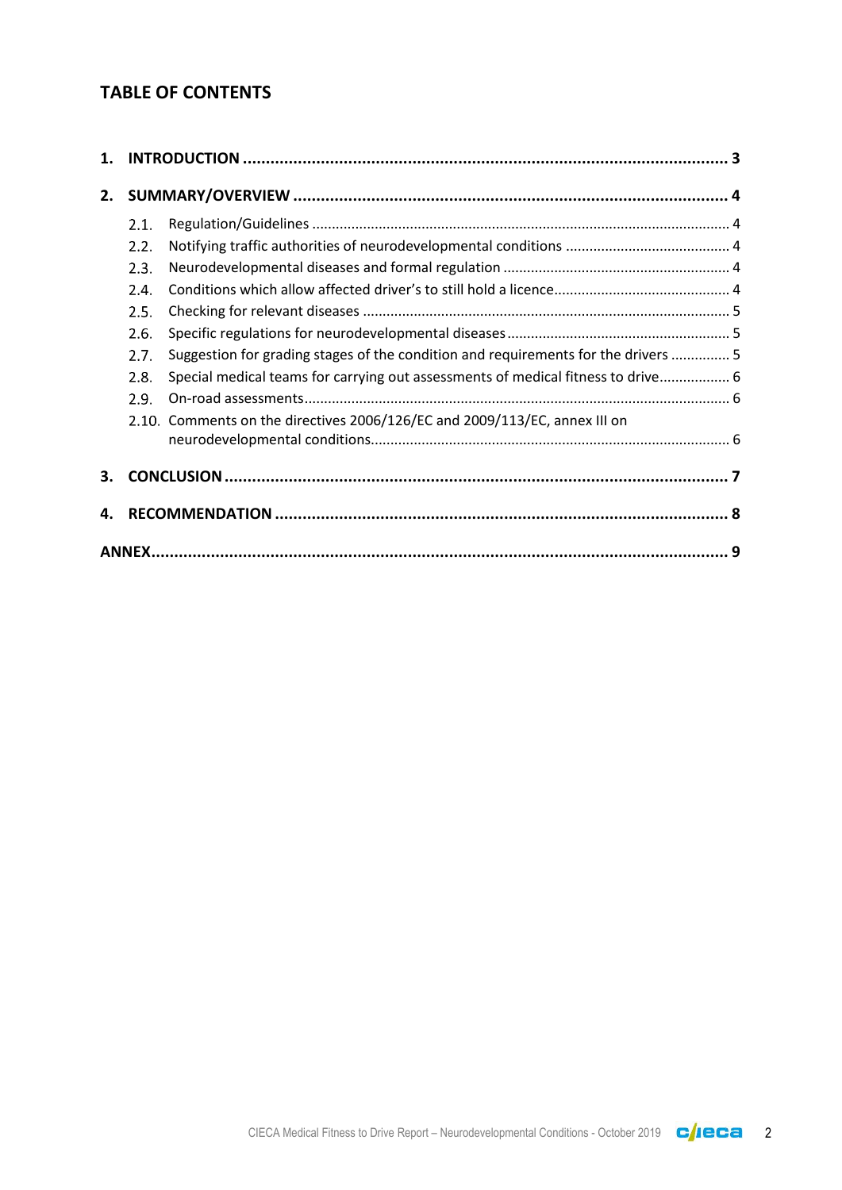## TABLE OF CONTENTS

**1. INTRODUCTION** ........................................................................................................... **3**

**2. SUMMARY/OVERVIEW** ................................................................................................ **4**

- 2.1. Regulation/Guidelines ............................................................................................ 4
- 2.2. Notifying traffic authorities of neurodevelopmental conditions ............................ 4
- 2.3. Neurodevelopmental diseases and formal regulation ............................................ 4
- 2.4. Conditions which allow affected driver's to still hold a licence............................... 4
- 2.5. Checking for relevant diseases ............................................................................... 5
- 2.6. Specific regulations for neurodevelopmental diseases........................................... 5
- 2.7. Suggestion for grading stages of the condition and requirements for the drivers ............... 5
- 2.8. Special medical teams for carrying out assessments of medical fitness to drive.................. 6
- 2.9. On-road assessments.............................................................................................. 6
- 2.10. Comments on the directives 2006/126/EC and 2009/113/EC, annex III on neurodevelopmental conditions............................................................................ 6

**3. CONCLUSION** ............................................................................................................... **7**

**4. RECOMMENDATION** .................................................................................................... **8**

**ANNEX**............................................................................................................................... **9**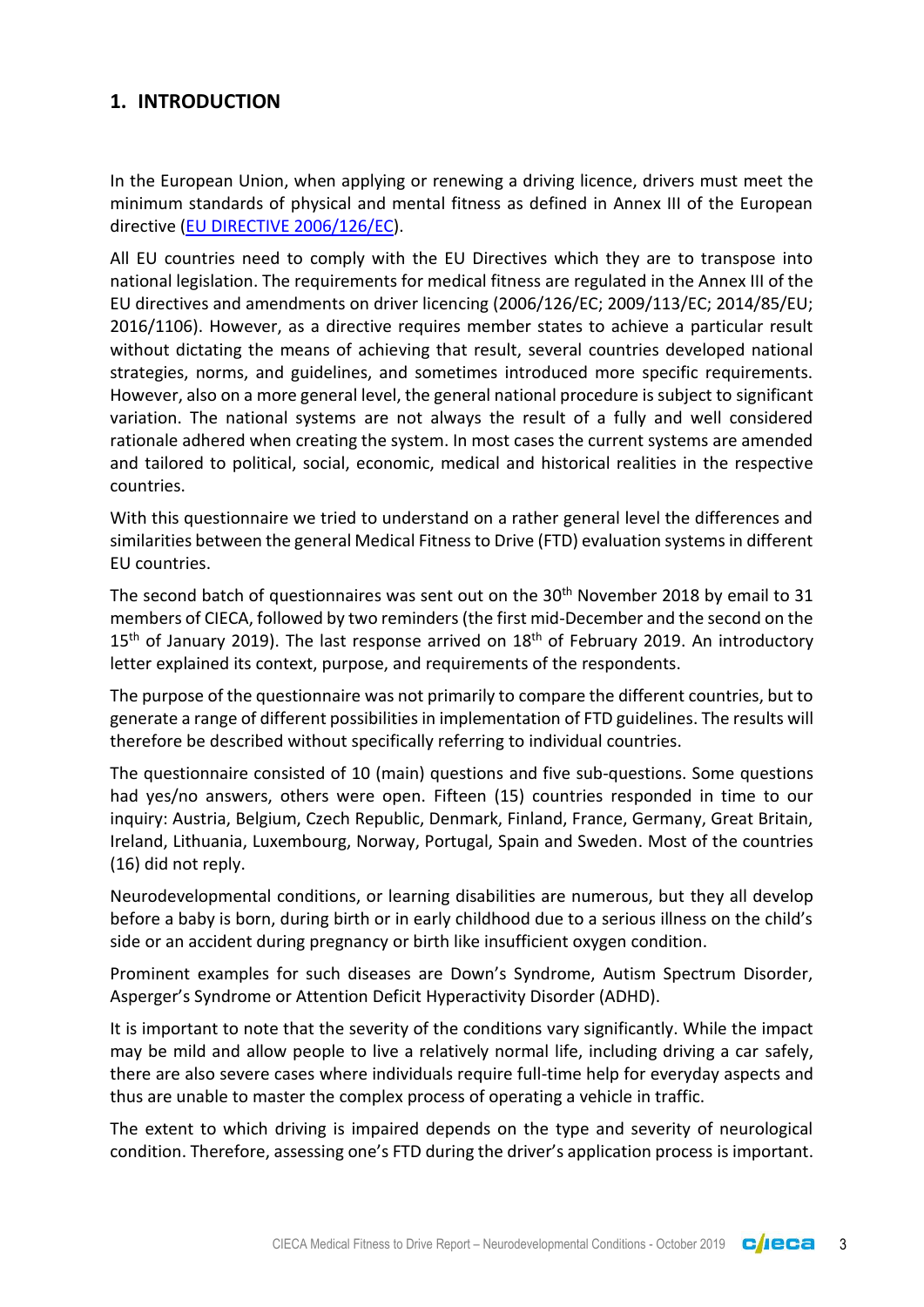## 1. INTRODUCTION

In the European Union, when applying or renewing a driving licence, drivers must meet the minimum standards of physical and mental fitness as defined in Annex III of the European directive ([EU DIRECTIVE 2006/126/EC](EU DIRECTIVE 2006/126/EC)).

All EU countries need to comply with the EU Directives which they are to transpose into national legislation. The requirements for medical fitness are regulated in the Annex III of the EU directives and amendments on driver licencing (2006/126/EC; 2009/113/EC; 2014/85/EU; 2016/1106). However, as a directive requires member states to achieve a particular result without dictating the means of achieving that result, several countries developed national strategies, norms, and guidelines, and sometimes introduced more specific requirements. However, also on a more general level, the general national procedure is subject to significant variation. The national systems are not always the result of a fully and well considered rationale adhered when creating the system. In most cases the current systems are amended and tailored to political, social, economic, medical and historical realities in the respective countries.

With this questionnaire we tried to understand on a rather general level the differences and similarities between the general Medical Fitness to Drive (FTD) evaluation systems in different EU countries.

The second batch of questionnaires was sent out on the 30th November 2018 by email to 31 members of CIECA, followed by two reminders (the first mid-December and the second on the 15th of January 2019). The last response arrived on 18th of February 2019. An introductory letter explained its context, purpose, and requirements of the respondents.

The purpose of the questionnaire was not primarily to compare the different countries, but to generate a range of different possibilities in implementation of FTD guidelines. The results will therefore be described without specifically referring to individual countries.

The questionnaire consisted of 10 (main) questions and five sub-questions. Some questions had yes/no answers, others were open. Fifteen (15) countries responded in time to our inquiry: Austria, Belgium, Czech Republic, Denmark, Finland, France, Germany, Great Britain, Ireland, Lithuania, Luxembourg, Norway, Portugal, Spain and Sweden. Most of the countries (16) did not reply.

Neurodevelopmental conditions, or learning disabilities are numerous, but they all develop before a baby is born, during birth or in early childhood due to a serious illness on the child's side or an accident during pregnancy or birth like insufficient oxygen condition.

Prominent examples for such diseases are Down's Syndrome, Autism Spectrum Disorder, Asperger's Syndrome or Attention Deficit Hyperactivity Disorder (ADHD).

It is important to note that the severity of the conditions vary significantly. While the impact may be mild and allow people to live a relatively normal life, including driving a car safely, there are also severe cases where individuals require full-time help for everyday aspects and thus are unable to master the complex process of operating a vehicle in traffic.

The extent to which driving is impaired depends on the type and severity of neurological condition. Therefore, assessing one's FTD during the driver's application process is important.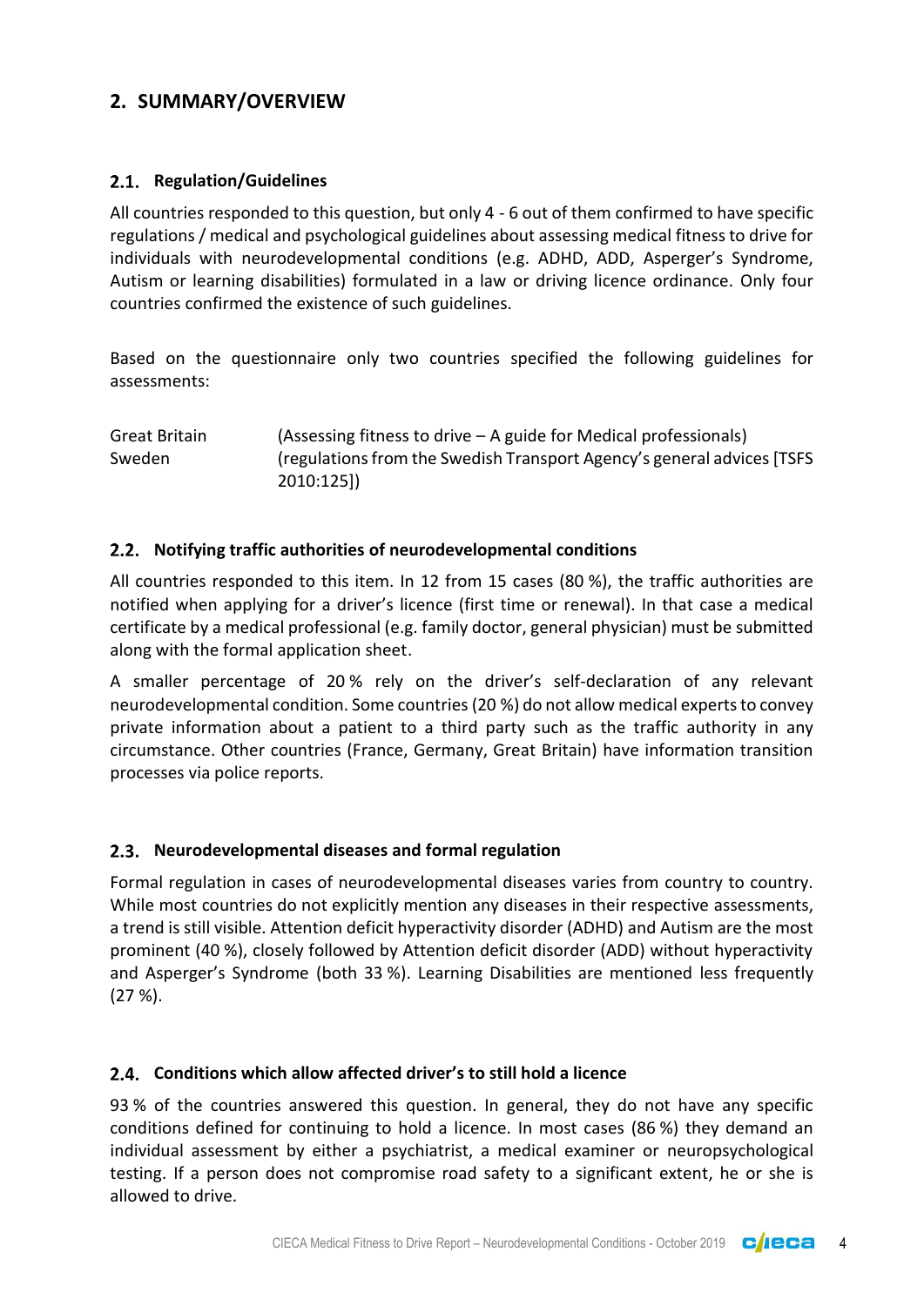## 2. SUMMARY/OVERVIEW

### 2.1. Regulation/Guidelines

All countries responded to this question, but only 4 - 6 out of them confirmed to have specific regulations / medical and psychological guidelines about assessing medical fitness to drive for individuals with neurodevelopmental conditions (e.g. ADHD, ADD, Asperger's Syndrome, Autism or learning disabilities) formulated in a law or driving licence ordinance. Only four countries confirmed the existence of such guidelines.

Based on the questionnaire only two countries specified the following guidelines for assessments:

| | |
|---|---|
| Great Britain | (Assessing fitness to drive – A guide for Medical professionals) |
| Sweden | (regulations from the Swedish Transport Agency's general advices [TSFS 2010:125]) |

### 2.2. Notifying traffic authorities of neurodevelopmental conditions

All countries responded to this item. In 12 from 15 cases (80 %), the traffic authorities are notified when applying for a driver's licence (first time or renewal). In that case a medical certificate by a medical professional (e.g. family doctor, general physician) must be submitted along with the formal application sheet.

A smaller percentage of 20 % rely on the driver's self-declaration of any relevant neurodevelopmental condition. Some countries (20 %) do not allow medical experts to convey private information about a patient to a third party such as the traffic authority in any circumstance. Other countries (France, Germany, Great Britain) have information transition processes via police reports.

### 2.3. Neurodevelopmental diseases and formal regulation

Formal regulation in cases of neurodevelopmental diseases varies from country to country. While most countries do not explicitly mention any diseases in their respective assessments, a trend is still visible. Attention deficit hyperactivity disorder (ADHD) and Autism are the most prominent (40 %), closely followed by Attention deficit disorder (ADD) without hyperactivity and Asperger's Syndrome (both 33 %). Learning Disabilities are mentioned less frequently (27 %).

### 2.4. Conditions which allow affected driver's to still hold a licence

93 % of the countries answered this question. In general, they do not have any specific conditions defined for continuing to hold a licence. In most cases (86 %) they demand an individual assessment by either a psychiatrist, a medical examiner or neuropsychological testing. If a person does not compromise road safety to a significant extent, he or she is allowed to drive.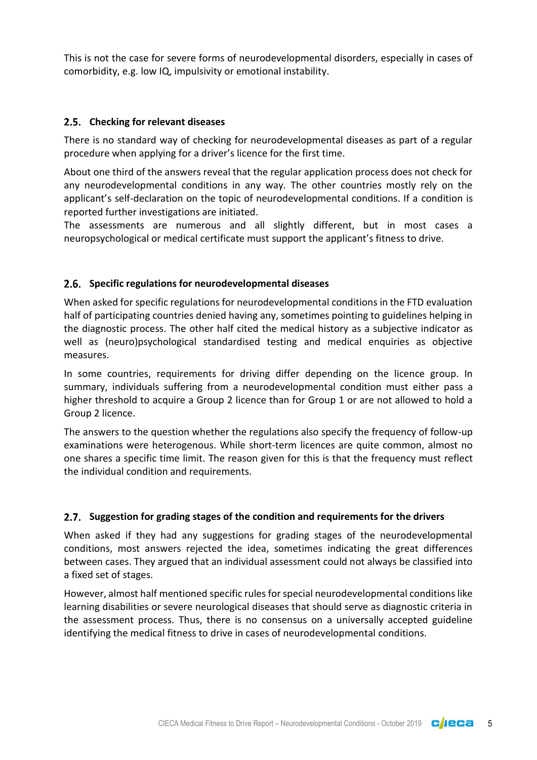This is not the case for severe forms of neurodevelopmental disorders, especially in cases of comorbidity, e.g. low IQ, impulsivity or emotional instability.

## 2.5. Checking for relevant diseases

There is no standard way of checking for neurodevelopmental diseases as part of a regular procedure when applying for a driver's licence for the first time.

About one third of the answers reveal that the regular application process does not check for any neurodevelopmental conditions in any way. The other countries mostly rely on the applicant's self-declaration on the topic of neurodevelopmental conditions. If a condition is reported further investigations are initiated.

The assessments are numerous and all slightly different, but in most cases a neuropsychological or medical certificate must support the applicant's fitness to drive.

## 2.6. Specific regulations for neurodevelopmental diseases

When asked for specific regulations for neurodevelopmental conditions in the FTD evaluation half of participating countries denied having any, sometimes pointing to guidelines helping in the diagnostic process. The other half cited the medical history as a subjective indicator as well as (neuro)psychological standardised testing and medical enquiries as objective measures.

In some countries, requirements for driving differ depending on the licence group. In summary, individuals suffering from a neurodevelopmental condition must either pass a higher threshold to acquire a Group 2 licence than for Group 1 or are not allowed to hold a Group 2 licence.

The answers to the question whether the regulations also specify the frequency of follow-up examinations were heterogenous. While short-term licences are quite common, almost no one shares a specific time limit. The reason given for this is that the frequency must reflect the individual condition and requirements.

## 2.7. Suggestion for grading stages of the condition and requirements for the drivers

When asked if they had any suggestions for grading stages of the neurodevelopmental conditions, most answers rejected the idea, sometimes indicating the great differences between cases. They argued that an individual assessment could not always be classified into a fixed set of stages.

However, almost half mentioned specific rules for special neurodevelopmental conditions like learning disabilities or severe neurological diseases that should serve as diagnostic criteria in the assessment process. Thus, there is no consensus on a universally accepted guideline identifying the medical fitness to drive in cases of neurodevelopmental conditions.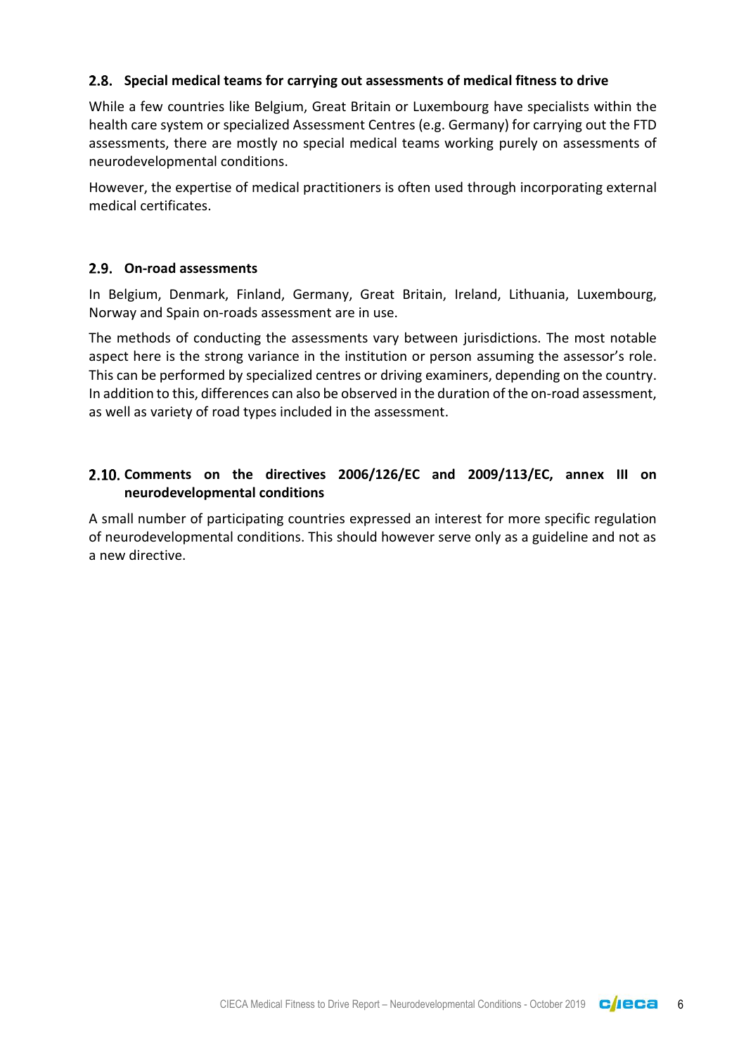## 2.8. Special medical teams for carrying out assessments of medical fitness to drive

While a few countries like Belgium, Great Britain or Luxembourg have specialists within the health care system or specialized Assessment Centres (e.g. Germany) for carrying out the FTD assessments, there are mostly no special medical teams working purely on assessments of neurodevelopmental conditions.

However, the expertise of medical practitioners is often used through incorporating external medical certificates.

## 2.9. On-road assessments

In Belgium, Denmark, Finland, Germany, Great Britain, Ireland, Lithuania, Luxembourg, Norway and Spain on-roads assessment are in use.

The methods of conducting the assessments vary between jurisdictions. The most notable aspect here is the strong variance in the institution or person assuming the assessor's role. This can be performed by specialized centres or driving examiners, depending on the country. In addition to this, differences can also be observed in the duration of the on-road assessment, as well as variety of road types included in the assessment.

## 2.10. Comments on the directives 2006/126/EC and 2009/113/EC, annex III on neurodevelopmental conditions

A small number of participating countries expressed an interest for more specific regulation of neurodevelopmental conditions. This should however serve only as a guideline and not as a new directive.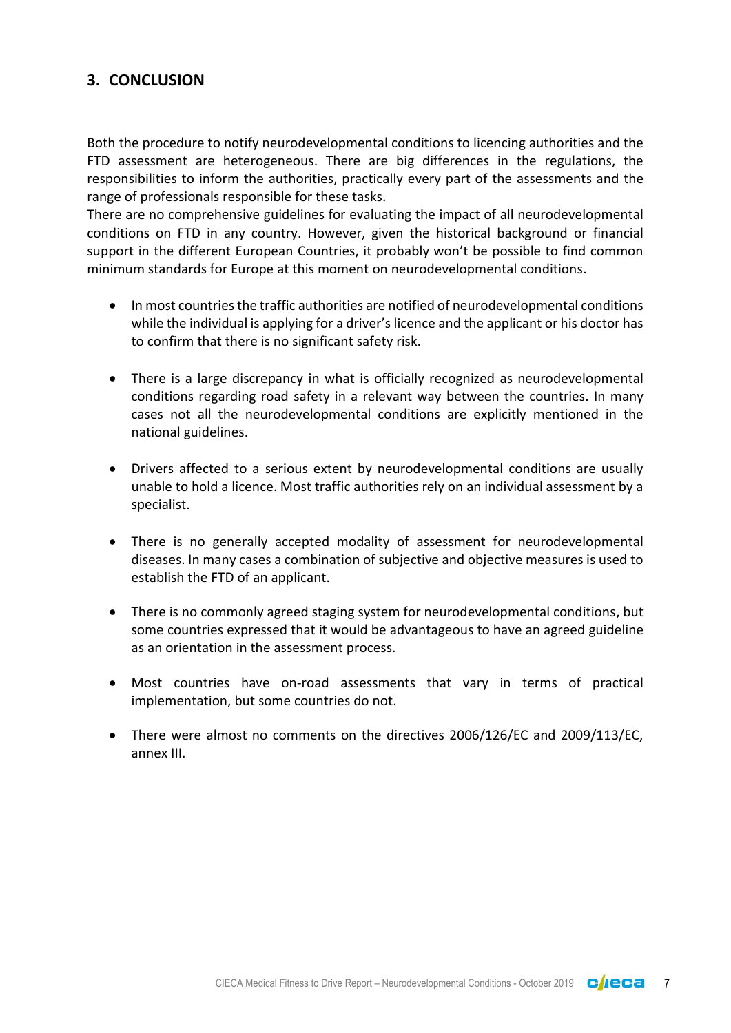## 3. CONCLUSION

Both the procedure to notify neurodevelopmental conditions to licencing authorities and the FTD assessment are heterogeneous. There are big differences in the regulations, the responsibilities to inform the authorities, practically every part of the assessments and the range of professionals responsible for these tasks.
There are no comprehensive guidelines for evaluating the impact of all neurodevelopmental conditions on FTD in any country. However, given the historical background or financial support in the different European Countries, it probably won't be possible to find common minimum standards for Europe at this moment on neurodevelopmental conditions.

- In most countries the traffic authorities are notified of neurodevelopmental conditions while the individual is applying for a driver's licence and the applicant or his doctor has to confirm that there is no significant safety risk.

- There is a large discrepancy in what is officially recognized as neurodevelopmental conditions regarding road safety in a relevant way between the countries. In many cases not all the neurodevelopmental conditions are explicitly mentioned in the national guidelines.

- Drivers affected to a serious extent by neurodevelopmental conditions are usually unable to hold a licence. Most traffic authorities rely on an individual assessment by a specialist.

- There is no generally accepted modality of assessment for neurodevelopmental diseases. In many cases a combination of subjective and objective measures is used to establish the FTD of an applicant.

- There is no commonly agreed staging system for neurodevelopmental conditions, but some countries expressed that it would be advantageous to have an agreed guideline as an orientation in the assessment process.

- Most countries have on-road assessments that vary in terms of practical implementation, but some countries do not.

- There were almost no comments on the directives 2006/126/EC and 2009/113/EC, annex III.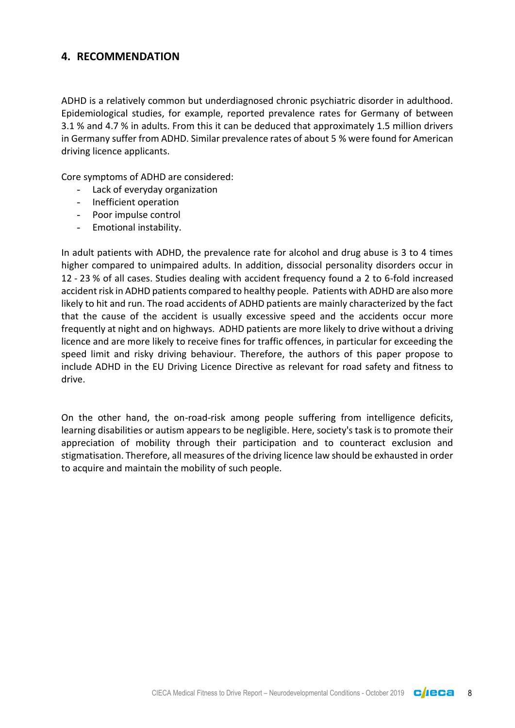## 4. RECOMMENDATION

ADHD is a relatively common but underdiagnosed chronic psychiatric disorder in adulthood. Epidemiological studies, for example, reported prevalence rates for Germany of between 3.1 % and 4.7 % in adults. From this it can be deduced that approximately 1.5 million drivers in Germany suffer from ADHD. Similar prevalence rates of about 5 % were found for American driving licence applicants.

Core symptoms of ADHD are considered:

- Lack of everyday organization
- Inefficient operation
- Poor impulse control
- Emotional instability.

In adult patients with ADHD, the prevalence rate for alcohol and drug abuse is 3 to 4 times higher compared to unimpaired adults. In addition, dissocial personality disorders occur in 12 - 23 % of all cases. Studies dealing with accident frequency found a 2 to 6-fold increased accident risk in ADHD patients compared to healthy people. Patients with ADHD are also more likely to hit and run. The road accidents of ADHD patients are mainly characterized by the fact that the cause of the accident is usually excessive speed and the accidents occur more frequently at night and on highways. ADHD patients are more likely to drive without a driving licence and are more likely to receive fines for traffic offences, in particular for exceeding the speed limit and risky driving behaviour. Therefore, the authors of this paper propose to include ADHD in the EU Driving Licence Directive as relevant for road safety and fitness to drive.

On the other hand, the on-road-risk among people suffering from intelligence deficits, learning disabilities or autism appears to be negligible. Here, society's task is to promote their appreciation of mobility through their participation and to counteract exclusion and stigmatisation. Therefore, all measures of the driving licence law should be exhausted in order to acquire and maintain the mobility of such people.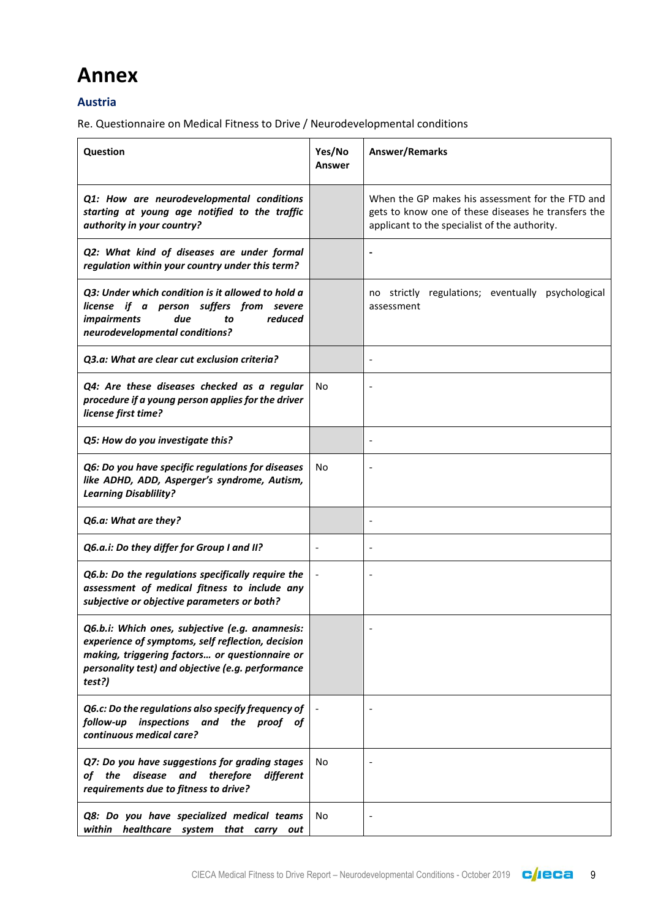# Annex

## Austria

Re. Questionnaire on Medical Fitness to Drive / Neurodevelopmental conditions

| Question | Yes/No Answer | Answer/Remarks |
|---|---|---|
| ***Q1: How are neurodevelopmental conditions starting at young age notified to the traffic authority in your country?*** | | When the GP makes his assessment for the FTD and gets to know one of these diseases he transfers the applicant to the specialist of the authority. |
| ***Q2: What kind of diseases are under formal regulation within your country under this term?*** | | **-** |
| ***Q3: Under which condition is it allowed to hold a license if a person suffers from severe impairments due to reduced neurodevelopmental conditions?*** | | no strictly regulations; eventually psychological assessment |
| ***Q3.a: What are clear cut exclusion criteria?*** | | - |
| ***Q4: Are these diseases checked as a regular procedure if a young person applies for the driver license first time?*** | No | - |
| ***Q5: How do you investigate this?*** | | - |
| ***Q6: Do you have specific regulations for diseases like ADHD, ADD, Asperger's syndrome, Autism, Learning Disablility?*** | No | - |
| ***Q6.a: What are they?*** | | - |
| ***Q6.a.i: Do they differ for Group I and II?*** | - | - |
| ***Q6.b: Do the regulations specifically require the assessment of medical fitness to include any subjective or objective parameters or both?*** | - | - |
| ***Q6.b.i: Which ones, subjective (e.g. anamnesis: experience of symptoms, self reflection, decision making, triggering factors… or questionnaire or personality test) and objective (e.g. performance test?)*** | | - |
| ***Q6.c: Do the regulations also specify frequency of follow-up inspections and the proof of continuous medical care?*** | - | - |
| ***Q7: Do you have suggestions for grading stages of the disease and therefore different requirements due to fitness to drive?*** | No | - |
| ***Q8: Do you have specialized medical teams within healthcare system that carry out*** | No | - |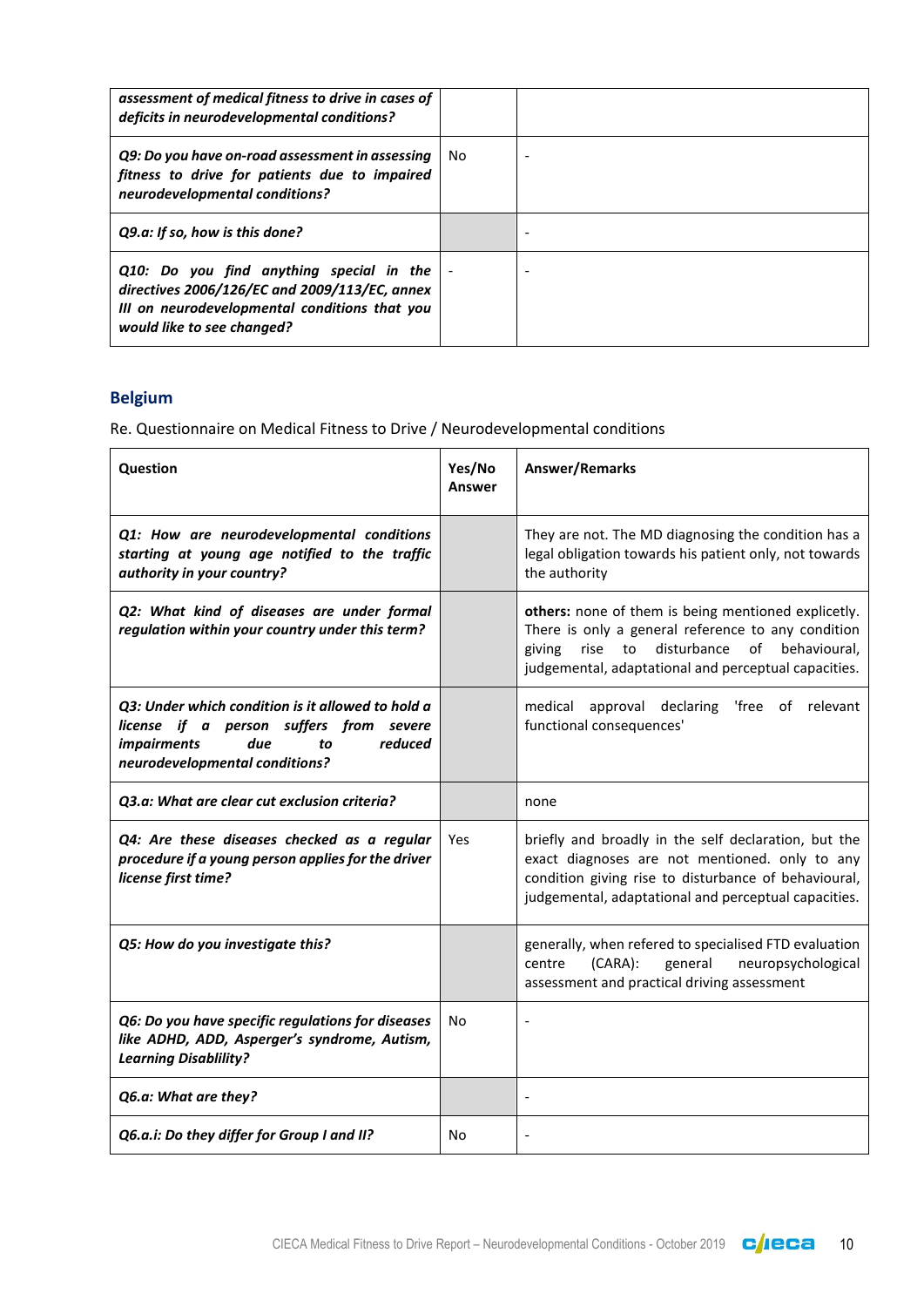| | | |
|---|---|---|
| ***assessment of medical fitness to drive in cases of deficits in neurodevelopmental conditions?*** | | |
| ***Q9: Do you have on-road assessment in assessing fitness to drive for patients due to impaired neurodevelopmental conditions?*** | No | - |
| ***Q9.a: If so, how is this done?*** | | - |
| ***Q10: Do you find anything special in the directives 2006/126/EC and 2009/113/EC, annex III on neurodevelopmental conditions that you would like to see changed?*** | - | - |

## Belgium

Re. Questionnaire on Medical Fitness to Drive / Neurodevelopmental conditions

| Question | Yes/No Answer | Answer/Remarks |
|---|---|---|
| ***Q1: How are neurodevelopmental conditions starting at young age notified to the traffic authority in your country?*** | | They are not. The MD diagnosing the condition has a legal obligation towards his patient only, not towards the authority |
| ***Q2: What kind of diseases are under formal regulation within your country under this term?*** | | **others:** none of them is being mentioned explicitly. There is only a general reference to any condition giving rise to disturbance of behavioural, judgemental, adaptational and perceptual capacities. |
| ***Q3: Under which condition is it allowed to hold a license if a person suffers from severe impairments due to reduced neurodevelopmental conditions?*** | | medical approval declaring 'free of relevant functional consequences' |
| ***Q3.a: What are clear cut exclusion criteria?*** | | none |
| ***Q4: Are these diseases checked as a regular procedure if a young person applies for the driver license first time?*** | Yes | briefly and broadly in the self declaration, but the exact diagnoses are not mentioned. only to any condition giving rise to disturbance of behavioural, judgemental, adaptational and perceptual capacities. |
| ***Q5: How do you investigate this?*** | | generally, when refered to specialised FTD evaluation centre (CARA): general neuropsychological assessment and practical driving assessment |
| ***Q6: Do you have specific regulations for diseases like ADHD, ADD, Asperger's syndrome, Autism, Learning Disablility?*** | No | - |
| ***Q6.a: What are they?*** | | - |
| ***Q6.a.i: Do they differ for Group I and II?*** | No | - |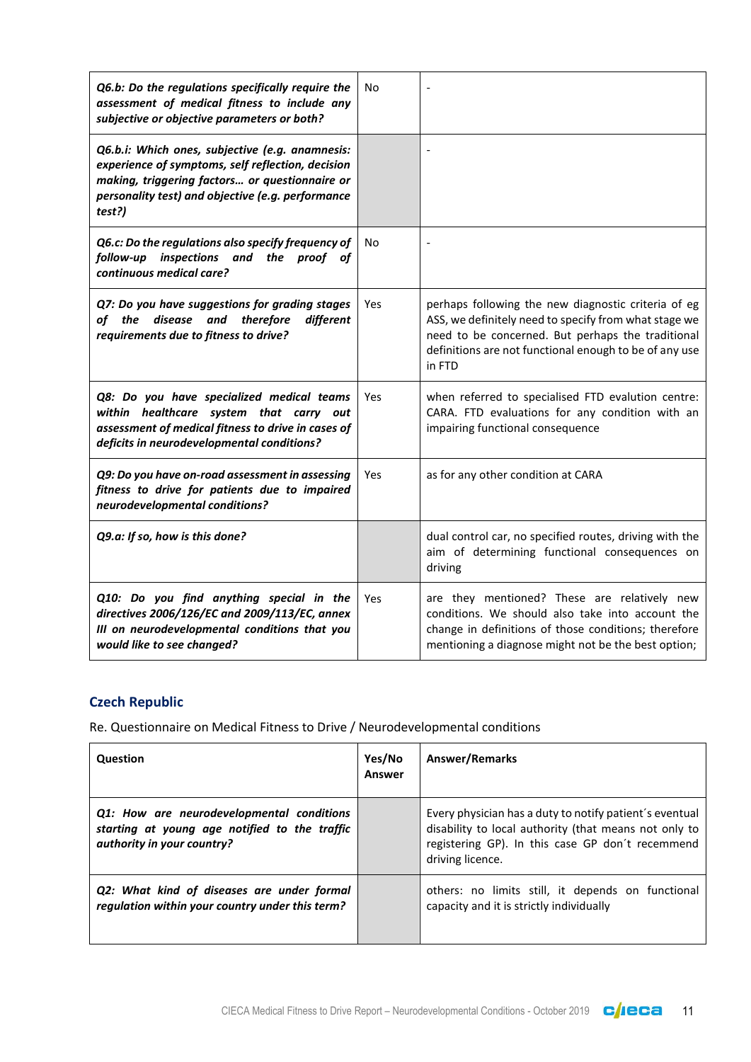| | | |
|---|---|---|
| ***Q6.b: Do the regulations specifically require the assessment of medical fitness to include any subjective or objective parameters or both?*** | No | - |
| ***Q6.b.i: Which ones, subjective (e.g. anamnesis: experience of symptoms, self reflection, decision making, triggering factors… or questionnaire or personality test) and objective (e.g. performance test?)*** | | - |
| ***Q6.c: Do the regulations also specify frequency of follow-up inspections and the proof of continuous medical care?*** | No | - |
| ***Q7: Do you have suggestions for grading stages of the disease and therefore different requirements due to fitness to drive?*** | Yes | perhaps following the new diagnostic criteria of eg ASS, we definitely need to specify from what stage we need to be concerned. But perhaps the traditional definitions are not functional enough to be of any use in FTD |
| ***Q8: Do you have specialized medical teams within healthcare system that carry out assessment of medical fitness to drive in cases of deficits in neurodevelopmental conditions?*** | Yes | when referred to specialised FTD evalution centre: CARA. FTD evaluations for any condition with an impairing functional consequence |
| ***Q9: Do you have on-road assessment in assessing fitness to drive for patients due to impaired neurodevelopmental conditions?*** | Yes | as for any other condition at CARA |
| ***Q9.a: If so, how is this done?*** | | dual control car, no specified routes, driving with the aim of determining functional consequences on driving |
| ***Q10: Do you find anything special in the directives 2006/126/EC and 2009/113/EC, annex III on neurodevelopmental conditions that you would like to see changed?*** | Yes | are they mentioned? These are relatively new conditions. We should also take into account the change in definitions of those conditions; therefore mentioning a diagnose might not be the best option; |

## Czech Republic

Re. Questionnaire on Medical Fitness to Drive / Neurodevelopmental conditions

| Question | Yes/No Answer | Answer/Remarks |
|---|---|---|
| ***Q1: How are neurodevelopmental conditions starting at young age notified to the traffic authority in your country?*** | | Every physician has a duty to notify patient´s eventual disability to local authority (that means not only to registering GP). In this case GP don´t recemmend driving licence. |
| ***Q2: What kind of diseases are under formal regulation within your country under this term?*** | | others: no limits still, it depends on functional capacity and it is strictly individually |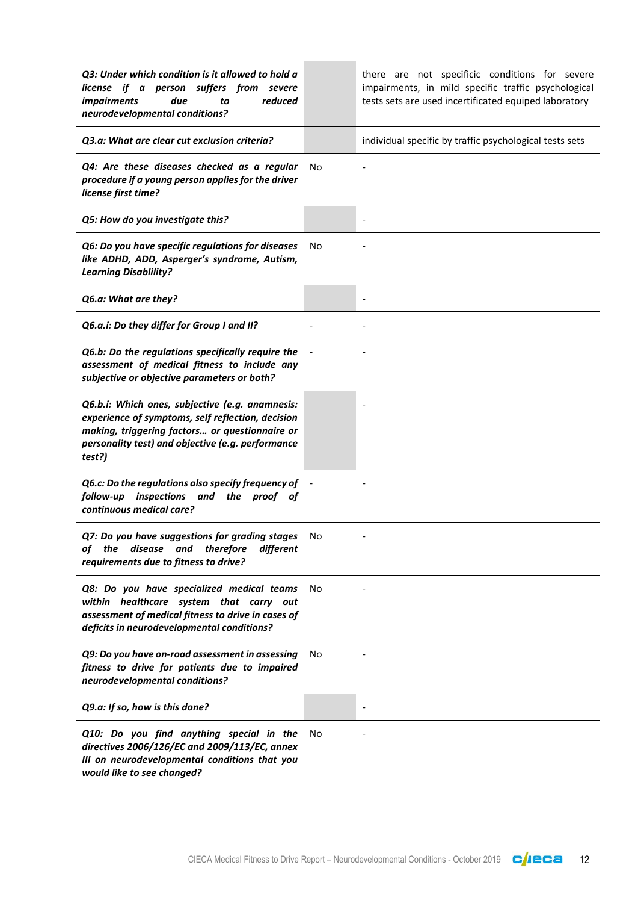| | | |
|---|---|---|
| ***Q3: Under which condition is it allowed to hold a license if a person suffers from severe impairments due to reduced neurodevelopmental conditions?*** | | there are not specificic conditions for severe impairments, in mild specific traffic psychological tests sets are used incertificated equiped laboratory |
| ***Q3.a: What are clear cut exclusion criteria?*** | | individual specific by traffic psychological tests sets |
| ***Q4: Are these diseases checked as a regular procedure if a young person applies for the driver license first time?*** | No | - |
| ***Q5: How do you investigate this?*** | | - |
| ***Q6: Do you have specific regulations for diseases like ADHD, ADD, Asperger's syndrome, Autism, Learning Disablility?*** | No | - |
| ***Q6.a: What are they?*** | | - |
| ***Q6.a.i: Do they differ for Group I and II?*** | - | - |
| ***Q6.b: Do the regulations specifically require the assessment of medical fitness to include any subjective or objective parameters or both?*** | - | - |
| ***Q6.b.i: Which ones, subjective (e.g. anamnesis: experience of symptoms, self reflection, decision making, triggering factors… or questionnaire or personality test) and objective (e.g. performance test?)*** | | - |
| ***Q6.c: Do the regulations also specify frequency of follow-up inspections and the proof of continuous medical care?*** | - | - |
| ***Q7: Do you have suggestions for grading stages of the disease and therefore different requirements due to fitness to drive?*** | No | - |
| ***Q8: Do you have specialized medical teams within healthcare system that carry out assessment of medical fitness to drive in cases of deficits in neurodevelopmental conditions?*** | No | - |
| ***Q9: Do you have on-road assessment in assessing fitness to drive for patients due to impaired neurodevelopmental conditions?*** | No | - |
| ***Q9.a: If so, how is this done?*** | | - |
| ***Q10: Do you find anything special in the directives 2006/126/EC and 2009/113/EC, annex III on neurodevelopmental conditions that you would like to see changed?*** | No | - |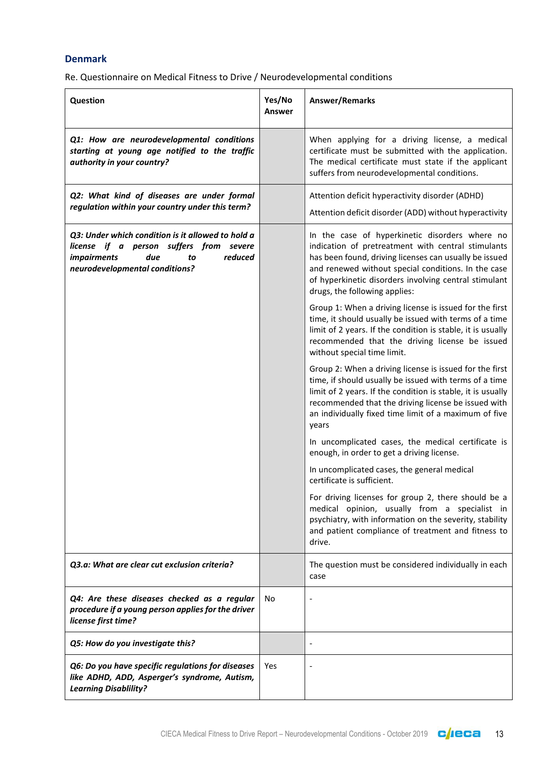## Denmark

Re. Questionnaire on Medical Fitness to Drive / Neurodevelopmental conditions

| Question | Yes/No Answer | Answer/Remarks |
|---|---|---|
| ***Q1: How are neurodevelopmental conditions starting at young age notified to the traffic authority in your country?*** | | When applying for a driving license, a medical certificate must be submitted with the application. The medical certificate must state if the applicant suffers from neurodevelopmental conditions. |
| ***Q2: What kind of diseases are under formal regulation within your country under this term?*** | | Attention deficit hyperactivity disorder (ADHD)<br><br>Attention deficit disorder (ADD) without hyperactivity |
| ***Q3: Under which condition is it allowed to hold a license if a person suffers from severe impairments due to reduced neurodevelopmental conditions?*** | | In the case of hyperkinetic disorders where no indication of pretreatment with central stimulants has been found, driving licenses can usually be issued and renewed without special conditions. In the case of hyperkinetic disorders involving central stimulant drugs, the following applies:<br><br>Group 1: When a driving license is issued for the first time, it should usually be issued with terms of a time limit of 2 years. If the condition is stable, it is usually recommended that the driving license be issued without special time limit.<br><br>Group 2: When a driving license is issued for the first time, if should usually be issued with terms of a time limit of 2 years. If the condition is stable, it is usually recommended that the driving license be issued with an individually fixed time limit of a maximum of five years<br><br>In uncomplicated cases, the medical certificate is enough, in order to get a driving license.<br><br>In uncomplicated cases, the general medical certificate is sufficient.<br><br>For driving licenses for group 2, there should be a medical opinion, usually from a specialist in psychiatry, with information on the severity, stability and patient compliance of treatment and fitness to drive. |
| ***Q3.a: What are clear cut exclusion criteria?*** | | The question must be considered individually in each case |
| ***Q4: Are these diseases checked as a regular procedure if a young person applies for the driver license first time?*** | No | - |
| ***Q5: How do you investigate this?*** | | - |
| ***Q6: Do you have specific regulations for diseases like ADHD, ADD, Asperger's syndrome, Autism, Learning Disablility?*** | Yes | - |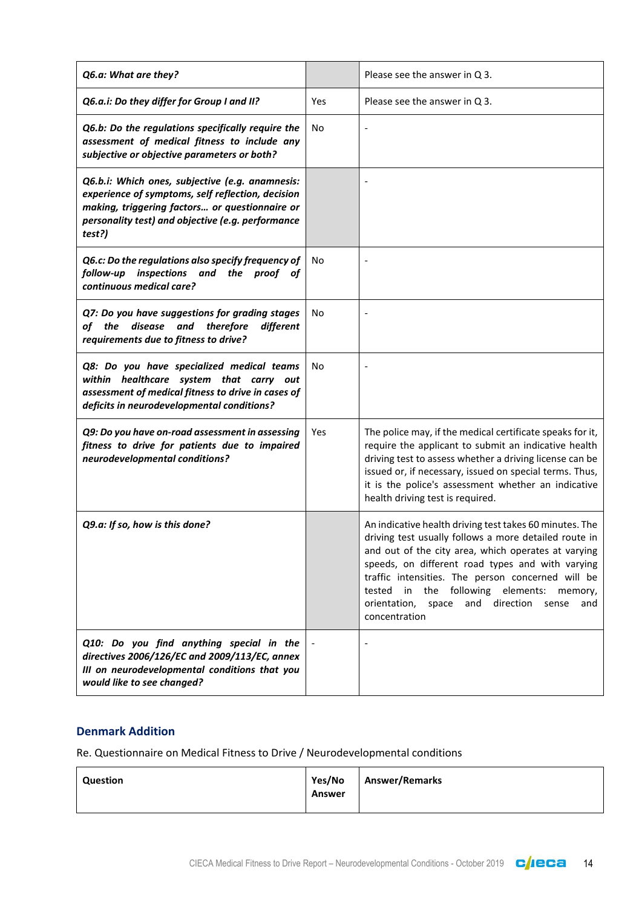| | | |
|---|---|---|
| ***Q6.a: What are they?*** | | Please see the answer in Q 3. |
| ***Q6.a.i: Do they differ for Group I and II?*** | Yes | Please see the answer in Q 3. |
| ***Q6.b: Do the regulations specifically require the assessment of medical fitness to include any subjective or objective parameters or both?*** | No | - |
| ***Q6.b.i: Which ones, subjective (e.g. anamnesis: experience of symptoms, self reflection, decision making, triggering factors… or questionnaire or personality test) and objective (e.g. performance test?)*** | | - |
| ***Q6.c: Do the regulations also specify frequency of follow-up inspections and the proof of continuous medical care?*** | No | - |
| ***Q7: Do you have suggestions for grading stages of the disease and therefore different requirements due to fitness to drive?*** | No | - |
| ***Q8: Do you have specialized medical teams within healthcare system that carry out assessment of medical fitness to drive in cases of deficits in neurodevelopmental conditions?*** | No | - |
| ***Q9: Do you have on-road assessment in assessing fitness to drive for patients due to impaired neurodevelopmental conditions?*** | Yes | The police may, if the medical certificate speaks for it, require the applicant to submit an indicative health driving test to assess whether a driving license can be issued or, if necessary, issued on special terms. Thus, it is the police's assessment whether an indicative health driving test is required. |
| ***Q9.a: If so, how is this done?*** | | An indicative health driving test takes 60 minutes. The driving test usually follows a more detailed route in and out of the city area, which operates at varying speeds, on different road types and with varying traffic intensities. The person concerned will be tested in the following elements: memory, orientation, space and direction sense and concentration |
| ***Q10: Do you find anything special in the directives 2006/126/EC and 2009/113/EC, annex III on neurodevelopmental conditions that you would like to see changed?*** | - | - |

## Denmark Addition

Re. Questionnaire on Medical Fitness to Drive / Neurodevelopmental conditions

| Question | Yes/No Answer | Answer/Remarks |
|---|---|---|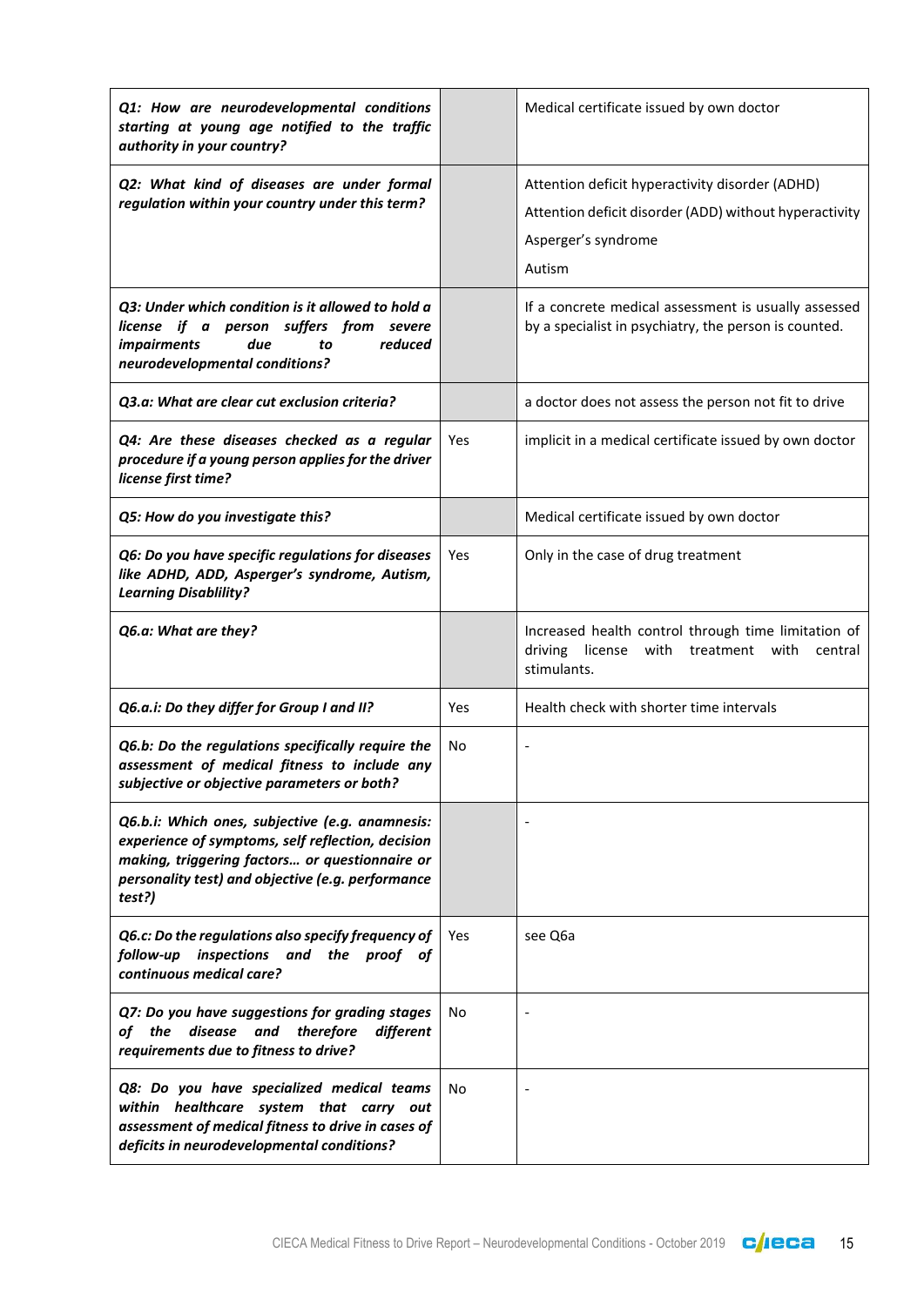| | | |
|---|---|---|
| ***Q1: How are neurodevelopmental conditions starting at young age notified to the traffic authority in your country?*** | | Medical certificate issued by own doctor |
| ***Q2: What kind of diseases are under formal regulation within your country under this term?*** | | Attention deficit hyperactivity disorder (ADHD)<br>Attention deficit disorder (ADD) without hyperactivity<br>Asperger's syndrome<br>Autism |
| ***Q3: Under which condition is it allowed to hold a license if a person suffers from severe impairments due to reduced neurodevelopmental conditions?*** | | If a concrete medical assessment is usually assessed by a specialist in psychiatry, the person is counted. |
| ***Q3.a: What are clear cut exclusion criteria?*** | | a doctor does not assess the person not fit to drive |
| ***Q4: Are these diseases checked as a regular procedure if a young person applies for the driver license first time?*** | Yes | implicit in a medical certificate issued by own doctor |
| ***Q5: How do you investigate this?*** | | Medical certificate issued by own doctor |
| ***Q6: Do you have specific regulations for diseases like ADHD, ADD, Asperger's syndrome, Autism, Learning Disablility?*** | Yes | Only in the case of drug treatment |
| ***Q6.a: What are they?*** | | Increased health control through time limitation of driving license with treatment with central stimulants. |
| ***Q6.a.i: Do they differ for Group I and II?*** | Yes | Health check with shorter time intervals |
| ***Q6.b: Do the regulations specifically require the assessment of medical fitness to include any subjective or objective parameters or both?*** | No | - |
| ***Q6.b.i: Which ones, subjective (e.g. anamnesis: experience of symptoms, self reflection, decision making, triggering factors… or questionnaire or personality test) and objective (e.g. performance test?)*** | | - |
| ***Q6.c: Do the regulations also specify frequency of follow-up inspections and the proof of continuous medical care?*** | Yes | see Q6a |
| ***Q7: Do you have suggestions for grading stages of the disease and therefore different requirements due to fitness to drive?*** | No | - |
| ***Q8: Do you have specialized medical teams within healthcare system that carry out assessment of medical fitness to drive in cases of deficits in neurodevelopmental conditions?*** | No | - |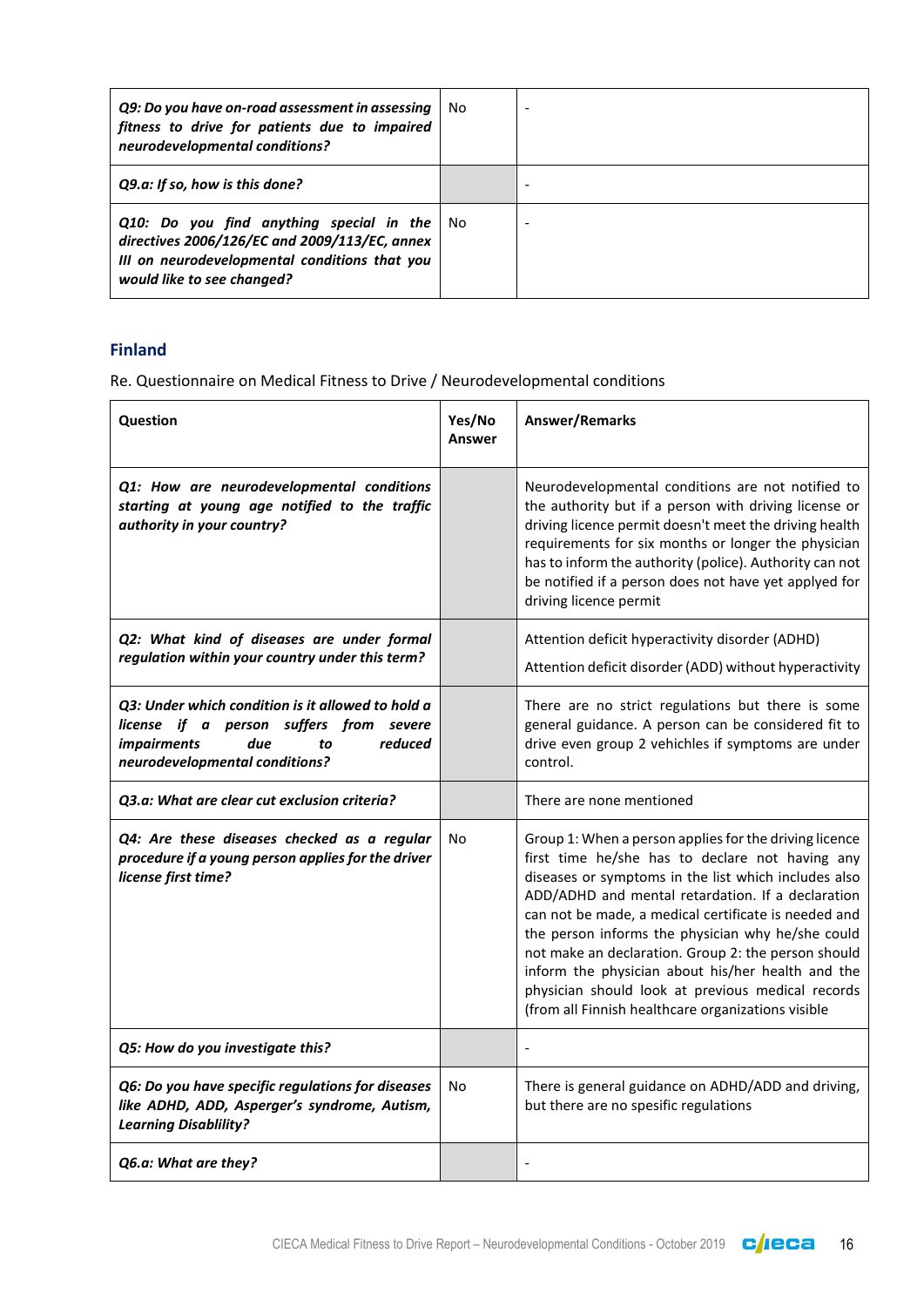| | | |
|---|---|---|
| ***Q9: Do you have on-road assessment in assessing fitness to drive for patients due to impaired neurodevelopmental conditions?*** | No | - |
| ***Q9.a: If so, how is this done?*** | | - |
| ***Q10: Do you find anything special in the directives 2006/126/EC and 2009/113/EC, annex III on neurodevelopmental conditions that you would like to see changed?*** | No | - |

## Finland

Re. Questionnaire on Medical Fitness to Drive / Neurodevelopmental conditions

| Question | Yes/No Answer | Answer/Remarks |
|---|---|---|
| ***Q1: How are neurodevelopmental conditions starting at young age notified to the traffic authority in your country?*** | | Neurodevelopmental conditions are not notified to the authority but if a person with driving license or driving licence permit doesn't meet the driving health requirements for six months or longer the physician has to inform the authority (police). Authority can not be notified if a person does not have yet applyed for driving licence permit |
| ***Q2: What kind of diseases are under formal regulation within your country under this term?*** | | Attention deficit hyperactivity disorder (ADHD)<br><br>Attention deficit disorder (ADD) without hyperactivity |
| ***Q3: Under which condition is it allowed to hold a license if a person suffers from severe impairments due to reduced neurodevelopmental conditions?*** | | There are no strict regulations but there is some general guidance. A person can be considered fit to drive even group 2 vehichles if symptoms are under control. |
| ***Q3.a: What are clear cut exclusion criteria?*** | | There are none mentioned |
| ***Q4: Are these diseases checked as a regular procedure if a young person applies for the driver license first time?*** | No | Group 1: When a person applies for the driving licence first time he/she has to declare not having any diseases or symptoms in the list which includes also ADD/ADHD and mental retardation. If a declaration can not be made, a medical certificate is needed and the person informs the physician why he/she could not make an declaration. Group 2: the person should inform the physician about his/her health and the physician should look at previous medical records (from all Finnish healthcare organizations visible |
| ***Q5: How do you investigate this?*** | | - |
| ***Q6: Do you have specific regulations for diseases like ADHD, ADD, Asperger's syndrome, Autism, Learning Disablility?*** | No | There is general guidance on ADHD/ADD and driving, but there are no spesific regulations |
| ***Q6.a: What are they?*** | | - |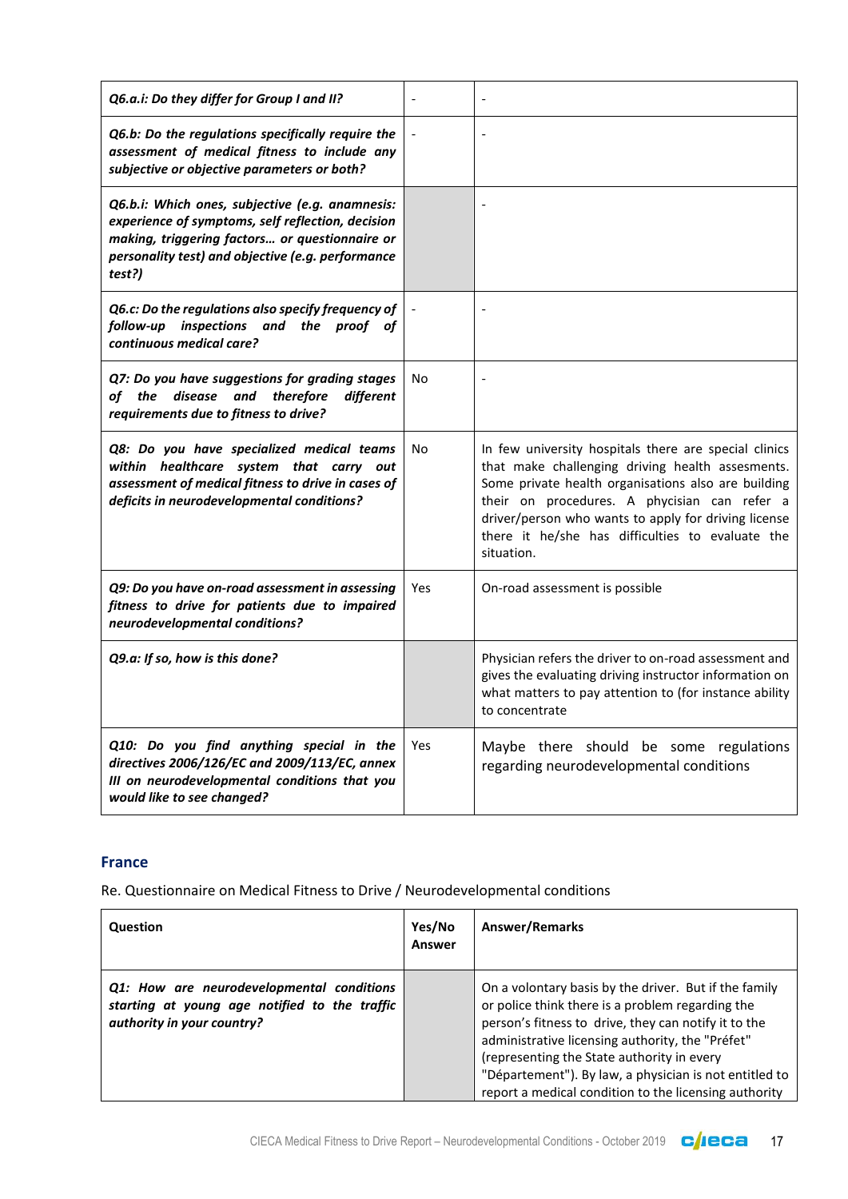| | | |
|---|---|---|
| ***Q6.a.i: Do they differ for Group I and II?*** | - | - |
| ***Q6.b: Do the regulations specifically require the assessment of medical fitness to include any subjective or objective parameters or both?*** | - | - |
| ***Q6.b.i: Which ones, subjective (e.g. anamnesis: experience of symptoms, self reflection, decision making, triggering factors… or questionnaire or personality test) and objective (e.g. performance test?)*** | | - |
| ***Q6.c: Do the regulations also specify frequency of follow-up inspections and the proof of continuous medical care?*** | - | - |
| ***Q7: Do you have suggestions for grading stages of the disease and therefore different requirements due to fitness to drive?*** | No | - |
| ***Q8: Do you have specialized medical teams within healthcare system that carry out assessment of medical fitness to drive in cases of deficits in neurodevelopmental conditions?*** | No | In few university hospitals there are special clinics that make challenging driving health assesments. Some private health organisations also are building their on procedures. A physician can refer a driver/person who wants to apply for driving license there it he/she has difficulties to evaluate the situation. |
| ***Q9: Do you have on-road assessment in assessing fitness to drive for patients due to impaired neurodevelopmental conditions?*** | Yes | On-road assessment is possible |
| ***Q9.a: If so, how is this done?*** | | Physician refers the driver to on-road assessment and gives the evaluating driving instructor information on what matters to pay attention to (for instance ability to concentrate |
| ***Q10: Do you find anything special in the directives 2006/126/EC and 2009/113/EC, annex III on neurodevelopmental conditions that you would like to see changed?*** | Yes | Maybe there should be some regulations regarding neurodevelopmental conditions |

## France

Re. Questionnaire on Medical Fitness to Drive / Neurodevelopmental conditions

| Question | Yes/No Answer | Answer/Remarks |
|---|---|---|
| ***Q1: How are neurodevelopmental conditions starting at young age notified to the traffic authority in your country?*** | | On a volontary basis by the driver. But if the family or police think there is a problem regarding the person's fitness to drive, they can notify it to the administrative licensing authority, the "Préfet" (representing the State authority in every "Département"). By law, a physician is not entitled to report a medical condition to the licensing authority |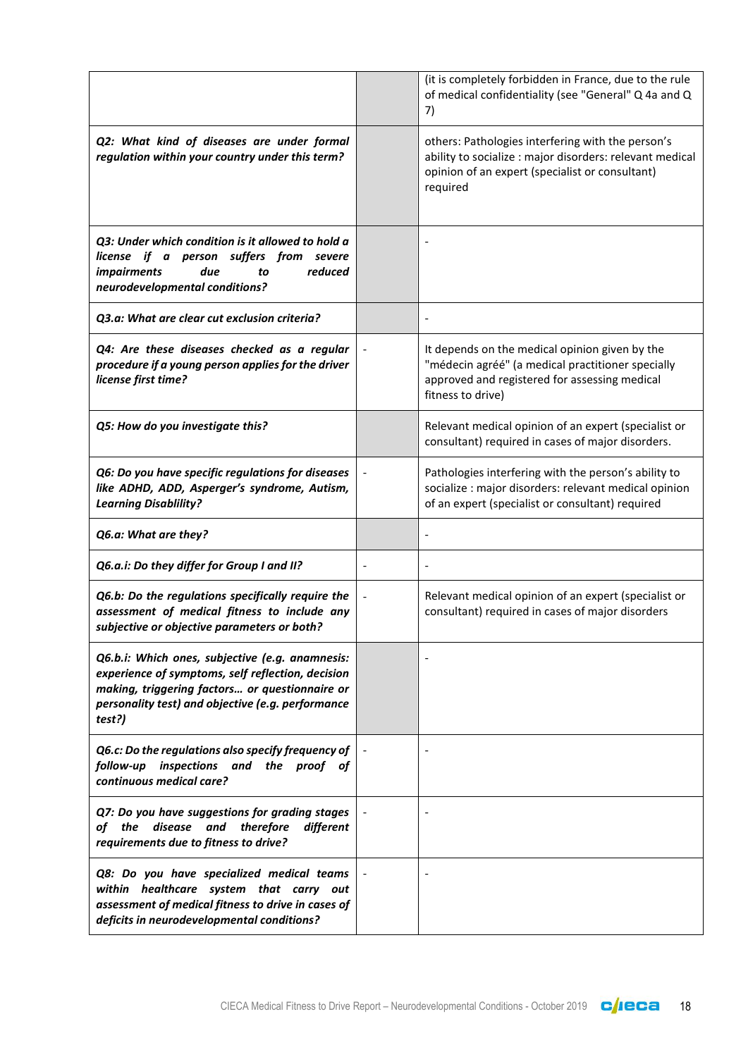| | | |
|---|---|---|
| | | (it is completely forbidden in France, due to the rule of medical confidentiality (see "General" Q 4a and Q 7) |
| ***Q2: What kind of diseases are under formal regulation within your country under this term?*** | | others: Pathologies interfering with the person's ability to socialize : major disorders: relevant medical opinion of an expert (specialist or consultant) required |
| ***Q3: Under which condition is it allowed to hold a license if a person suffers from severe impairments due to reduced neurodevelopmental conditions?*** | | - |
| ***Q3.a: What are clear cut exclusion criteria?*** | | - |
| ***Q4: Are these diseases checked as a regular procedure if a young person applies for the driver license first time?*** | - | It depends on the medical opinion given by the "médecin agréé" (a medical practitioner specially approved and registered for assessing medical fitness to drive) |
| ***Q5: How do you investigate this?*** | | Relevant medical opinion of an expert (specialist or consultant) required in cases of major disorders. |
| ***Q6: Do you have specific regulations for diseases like ADHD, ADD, Asperger's syndrome, Autism, Learning Disablility?*** | - | Pathologies interfering with the person's ability to socialize : major disorders: relevant medical opinion of an expert (specialist or consultant) required |
| ***Q6.a: What are they?*** | | - |
| ***Q6.a.i: Do they differ for Group I and II?*** | - | - |
| ***Q6.b: Do the regulations specifically require the assessment of medical fitness to include any subjective or objective parameters or both?*** | - | Relevant medical opinion of an expert (specialist or consultant) required in cases of major disorders |
| ***Q6.b.i: Which ones, subjective (e.g. anamnesis: experience of symptoms, self reflection, decision making, triggering factors… or questionnaire or personality test) and objective (e.g. performance test?)*** | | - |
| ***Q6.c: Do the regulations also specify frequency of follow-up inspections and the proof of continuous medical care?*** | - | - |
| ***Q7: Do you have suggestions for grading stages of the disease and therefore different requirements due to fitness to drive?*** | - | - |
| ***Q8: Do you have specialized medical teams within healthcare system that carry out assessment of medical fitness to drive in cases of deficits in neurodevelopmental conditions?*** | - | - |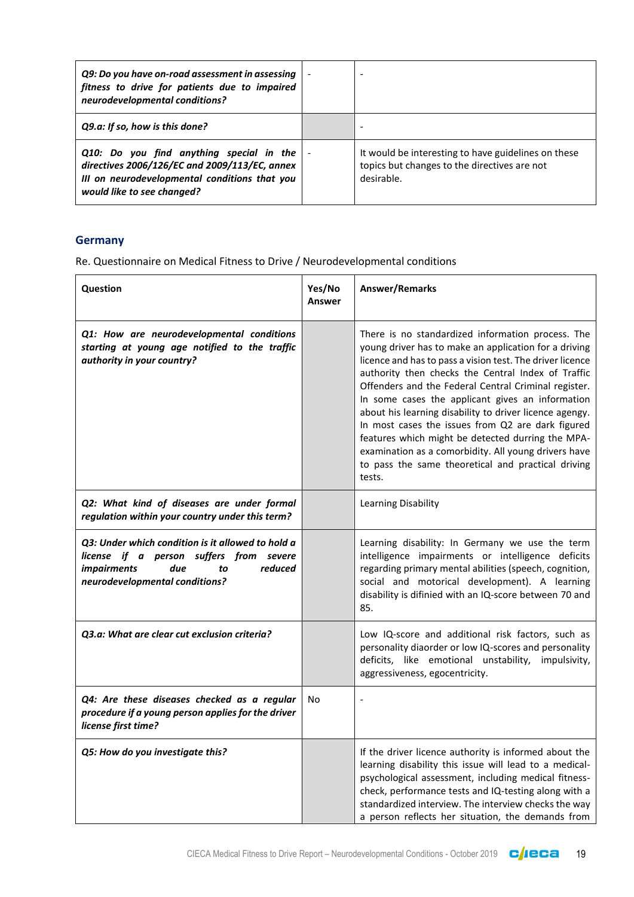| | | |
|---|---|---|
| ***Q9: Do you have on-road assessment in assessing fitness to drive for patients due to impaired neurodevelopmental conditions?*** | - | - |
| ***Q9.a: If so, how is this done?*** | | - |
| ***Q10: Do you find anything special in the directives 2006/126/EC and 2009/113/EC, annex III on neurodevelopmental conditions that you would like to see changed?*** | - | It would be interesting to have guidelines on these topics but changes to the directives are not desirable. |

## Germany

Re. Questionnaire on Medical Fitness to Drive / Neurodevelopmental conditions

| Question | Yes/No Answer | Answer/Remarks |
|---|---|---|
| ***Q1: How are neurodevelopmental conditions starting at young age notified to the traffic authority in your country?*** | | There is no standardized information process. The young driver has to make an application for a driving licence and has to pass a vision test. The driver licence authority then checks the Central Index of Traffic Offenders and the Federal Central Criminal register. In some cases the applicant gives an information about his learning disability to driver licence agengy. In most cases the issues from Q2 are dark figured features which might be detected durring the MPA-examination as a comorbidity. All young drivers have to pass the same theoretical and practical driving tests. |
| ***Q2: What kind of diseases are under formal regulation within your country under this term?*** | | Learning Disability |
| ***Q3: Under which condition is it allowed to hold a license if a person suffers from severe impairments due to reduced neurodevelopmental conditions?*** | | Learning disability: In Germany we use the term intelligence impairments or intelligence deficits regarding primary mental abilities (speech, cognition, social and motorical development). A learning disability is difinied with an IQ-score between 70 and 85. |
| ***Q3.a: What are clear cut exclusion criteria?*** | | Low IQ-score and additional risk factors, such as personality diaorder or low IQ-scores and personality deficits, like emotional unstability, impulsivity, aggressiveness, egocentricity. |
| ***Q4: Are these diseases checked as a regular procedure if a young person applies for the driver license first time?*** | No | - |
| ***Q5: How do you investigate this?*** | | If the driver licence authority is informed about the learning disability this issue will lead to a medical-psychological assessment, including medical fitness-check, performance tests and IQ-testing along with a standardized interview. The interview checks the way a person reflects her situation, the demands from |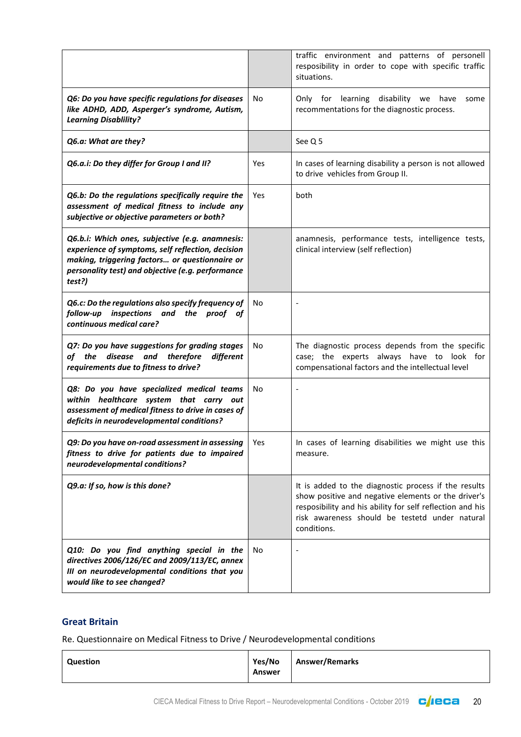| | | |
|---|---|---|
| | | traffic environment and patterns of personell resposibility in order to cope with specific traffic situations. |
| ***Q6: Do you have specific regulations for diseases like ADHD, ADD, Asperger's syndrome, Autism, Learning Disablility?*** | No | Only for learning disability we have some recommentations for the diagnostic process. |
| ***Q6.a: What are they?*** | | See Q 5 |
| ***Q6.a.i: Do they differ for Group I and II?*** | Yes | In cases of learning disability a person is not allowed to drive vehicles from Group II. |
| ***Q6.b: Do the regulations specifically require the assessment of medical fitness to include any subjective or objective parameters or both?*** | Yes | both |
| ***Q6.b.i: Which ones, subjective (e.g. anamnesis: experience of symptoms, self reflection, decision making, triggering factors… or questionnaire or personality test) and objective (e.g. performance test?)*** | | anamnesis, performance tests, intelligence tests, clinical interview (self reflection) |
| ***Q6.c: Do the regulations also specify frequency of follow-up inspections and the proof of continuous medical care?*** | No | - |
| ***Q7: Do you have suggestions for grading stages of the disease and therefore different requirements due to fitness to drive?*** | No | The diagnostic process depends from the specific case; the experts always have to look for compensational factors and the intellectual level |
| ***Q8: Do you have specialized medical teams within healthcare system that carry out assessment of medical fitness to drive in cases of deficits in neurodevelopmental conditions?*** | No | - |
| ***Q9: Do you have on-road assessment in assessing fitness to drive for patients due to impaired neurodevelopmental conditions?*** | Yes | In cases of learning disabilities we might use this measure. |
| ***Q9.a: If so, how is this done?*** | | It is added to the diagnostic process if the results show positive and negative elements or the driver's resposibility and his ability for self reflection and his risk awareness should be testetd under natural conditions. |
| ***Q10: Do you find anything special in the directives 2006/126/EC and 2009/113/EC, annex III on neurodevelopmental conditions that you would like to see changed?*** | No | - |

## Great Britain

Re. Questionnaire on Medical Fitness to Drive / Neurodevelopmental conditions

| Question | Yes/No Answer | Answer/Remarks |
|---|---|---|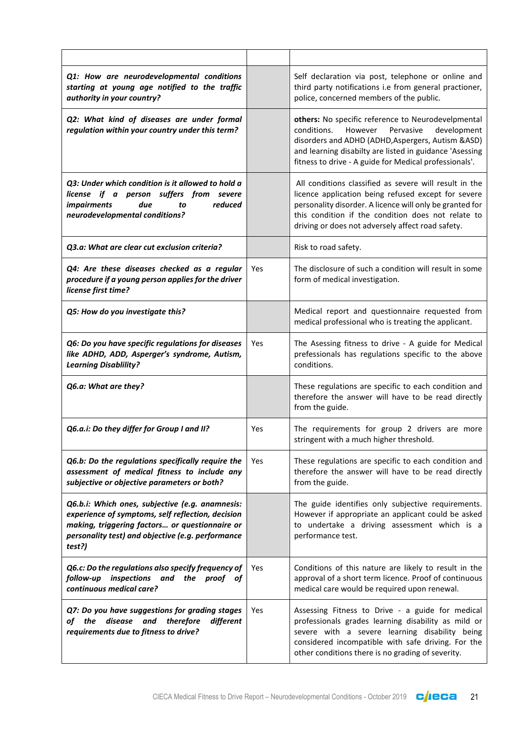| | | |
|---|---|---|
| ***Q1: How are neurodevelopmental conditions starting at young age notified to the traffic authority in your country?*** | | Self declaration via post, telephone or online and third party notifications i.e from general practioner, police, concerned members of the public. |
| ***Q2: What kind of diseases are under formal regulation within your country under this term?*** | | **others:** No specific reference to Neurodevelpmental conditions. However Pervasive development disorders and ADHD (ADHD,Aspergers, Autism &ASD) and learning disabilty are listed in guidance 'Asessing fitness to drive - A guide for Medical professionals'. |
| ***Q3: Under which condition is it allowed to hold a license if a person suffers from severe impairments due to reduced neurodevelopmental conditions?*** | | All conditions classified as severe will result in the licence application being refused except for severe personality disorder. A licence will only be granted for this condition if the condition does not relate to driving or does not adversely affect road safety. |
| ***Q3.a: What are clear cut exclusion criteria?*** | | Risk to road safety. |
| ***Q4: Are these diseases checked as a regular procedure if a young person applies for the driver license first time?*** | Yes | The disclosure of such a condition will result in some form of medical investigation. |
| ***Q5: How do you investigate this?*** | | Medical report and questionnaire requested from medical professional who is treating the applicant. |
| ***Q6: Do you have specific regulations for diseases like ADHD, ADD, Asperger's syndrome, Autism, Learning Disablility?*** | Yes | The Asessing fitness to drive - A guide for Medical professionals has regulations specific to the above conditions. |
| ***Q6.a: What are they?*** | | These regulations are specific to each condition and therefore the answer will have to be read directly from the guide. |
| ***Q6.a.i: Do they differ for Group I and II?*** | Yes | The requirements for group 2 drivers are more stringent with a much higher threshold. |
| ***Q6.b: Do the regulations specifically require the assessment of medical fitness to include any subjective or objective parameters or both?*** | Yes | These regulations are specific to each condition and therefore the answer will have to be read directly from the guide. |
| ***Q6.b.i: Which ones, subjective (e.g. anamnesis: experience of symptoms, self reflection, decision making, triggering factors… or questionnaire or personality test) and objective (e.g. performance test?)*** | | The guide identifies only subjective requirements. However if appropriate an applicant could be asked to undertake a driving assessment which is a performance test. |
| ***Q6.c: Do the regulations also specify frequency of follow-up inspections and the proof of continuous medical care?*** | Yes | Conditions of this nature are likely to result in the approval of a short term licence. Proof of continuous medical care would be required upon renewal. |
| ***Q7: Do you have suggestions for grading stages of the disease and therefore different requirements due to fitness to drive?*** | Yes | Assessing Fitness to Drive - a guide for medical professionals grades learning disability as mild or severe with a severe learning disability being considered incompatible with safe driving. For the other conditions there is no grading of severity. |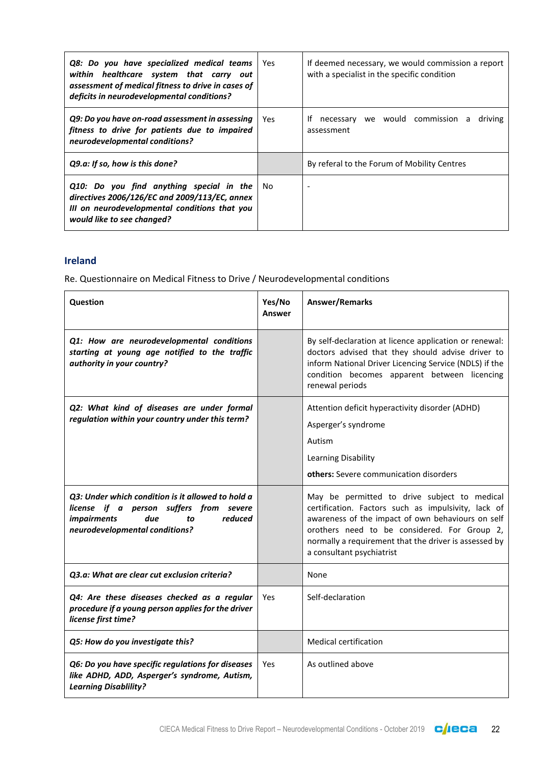| | | |
|---|---|---|
| ***Q8: Do you have specialized medical teams within healthcare system that carry out assessment of medical fitness to drive in cases of deficits in neurodevelopmental conditions?*** | Yes | If deemed necessary, we would commission a report with a specialist in the specific condition |
| ***Q9: Do you have on-road assessment in assessing fitness to drive for patients due to impaired neurodevelopmental conditions?*** | Yes | If necessary we would commission a driving assessment |
| ***Q9.a: If so, how is this done?*** | | By referal to the Forum of Mobility Centres |
| ***Q10: Do you find anything special in the directives 2006/126/EC and 2009/113/EC, annex III on neurodevelopmental conditions that you would like to see changed?*** | No | - |

## Ireland

Re. Questionnaire on Medical Fitness to Drive / Neurodevelopmental conditions

| **Question** | **Yes/No Answer** | **Answer/Remarks** |
|---|---|---|
| ***Q1: How are neurodevelopmental conditions starting at young age notified to the traffic authority in your country?*** | | By self-declaration at licence application or renewal: doctors advised that they should advise driver to inform National Driver Licencing Service (NDLS) if the condition becomes apparent between licencing renewal periods |
| ***Q2: What kind of diseases are under formal regulation within your country under this term?*** | | Attention deficit hyperactivity disorder (ADHD)<br>Asperger's syndrome<br>Autism<br>Learning Disability<br>**others:** Severe communication disorders |
| ***Q3: Under which condition is it allowed to hold a license if a person suffers from severe impairments due to reduced neurodevelopmental conditions?*** | | May be permitted to drive subject to medical certification. Factors such as impulsivity, lack of awareness of the impact of own behaviours on self orothers need to be considered. For Group 2, normally a requirement that the driver is assessed by a consultant psychiatrist |
| ***Q3.a: What are clear cut exclusion criteria?*** | | None |
| ***Q4: Are these diseases checked as a regular procedure if a young person applies for the driver license first time?*** | Yes | Self-declaration |
| ***Q5: How do you investigate this?*** | | Medical certification |
| ***Q6: Do you have specific regulations for diseases like ADHD, ADD, Asperger's syndrome, Autism, Learning Disablility?*** | Yes | As outlined above |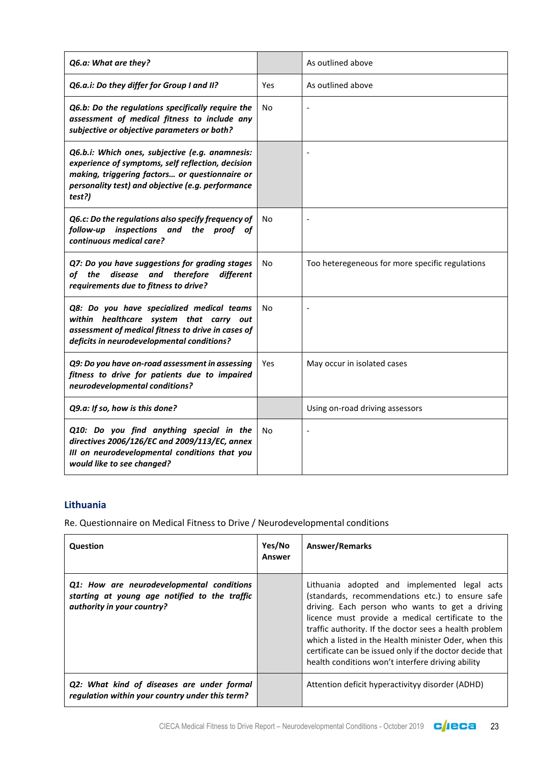| | | |
|---|---|---|
| ***Q6.a: What are they?*** | | As outlined above |
| ***Q6.a.i: Do they differ for Group I and II?*** | Yes | As outlined above |
| ***Q6.b: Do the regulations specifically require the assessment of medical fitness to include any subjective or objective parameters or both?*** | No | - |
| ***Q6.b.i: Which ones, subjective (e.g. anamnesis: experience of symptoms, self reflection, decision making, triggering factors… or questionnaire or personality test) and objective (e.g. performance test?)*** | | - |
| ***Q6.c: Do the regulations also specify frequency of follow-up inspections and the proof of continuous medical care?*** | No | - |
| ***Q7: Do you have suggestions for grading stages of the disease and therefore different requirements due to fitness to drive?*** | No | Too heteregeneous for more specific regulations |
| ***Q8: Do you have specialized medical teams within healthcare system that carry out assessment of medical fitness to drive in cases of deficits in neurodevelopmental conditions?*** | No | - |
| ***Q9: Do you have on-road assessment in assessing fitness to drive for patients due to impaired neurodevelopmental conditions?*** | Yes | May occur in isolated cases |
| ***Q9.a: If so, how is this done?*** | | Using on-road driving assessors |
| ***Q10: Do you find anything special in the directives 2006/126/EC and 2009/113/EC, annex III on neurodevelopmental conditions that you would like to see changed?*** | No | - |

## Lithuania

Re. Questionnaire on Medical Fitness to Drive / Neurodevelopmental conditions

| **Question** | **Yes/No Answer** | **Answer/Remarks** |
|---|---|---|
| ***Q1: How are neurodevelopmental conditions starting at young age notified to the traffic authority in your country?*** | | Lithuania adopted and implemented legal acts (standards, recommendations etc.) to ensure safe driving. Each person who wants to get a driving licence must provide a medical certificate to the traffic authority. If the doctor sees a health problem which a listed in the Health minister Oder, when this certificate can be issued only if the doctor decide that health conditions won't interfere driving ability |
| ***Q2: What kind of diseases are under formal regulation within your country under this term?*** | | Attention deficit hyperactivityy disorder (ADHD) |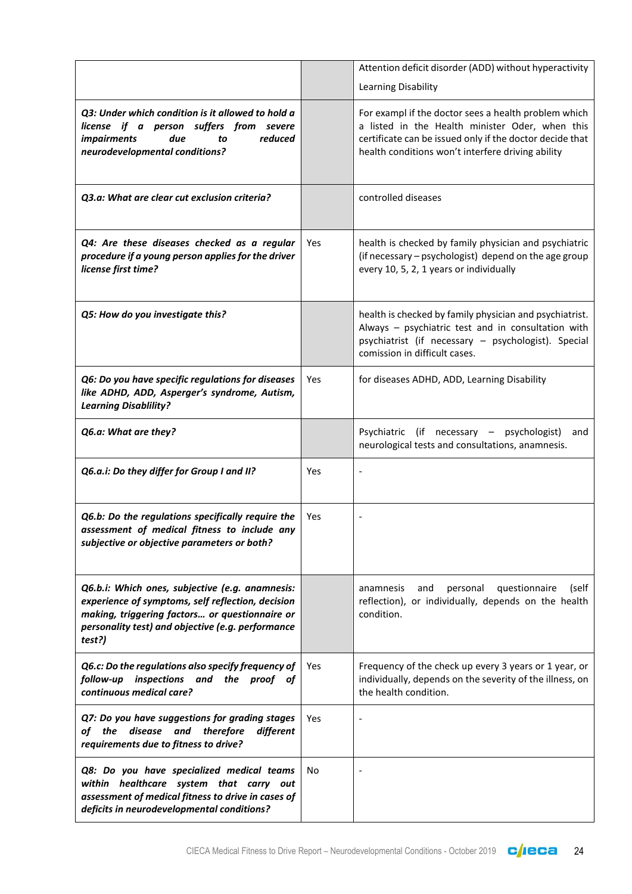| | | |
|---|---|---|
| | | Attention deficit disorder (ADD) without hyperactivity<br>Learning Disability |
| ***Q3: Under which condition is it allowed to hold a license if a person suffers from severe impairments due to reduced neurodevelopmental conditions?*** | | For exampl if the doctor sees a health problem which a listed in the Health minister Oder, when this certificate can be issued only if the doctor decide that health conditions won't interfere driving ability |
| ***Q3.a: What are clear cut exclusion criteria?*** | | controlled diseases |
| ***Q4: Are these diseases checked as a regular procedure if a young person applies for the driver license first time?*** | Yes | health is checked by family physician and psychiatric (if necessary – psychologist) depend on the age group every 10, 5, 2, 1 years or individually |
| ***Q5: How do you investigate this?*** | | health is checked by family physician and psychiatrist. Always – psychiatric test and in consultation with psychiatrist (if necessary – psychologist). Special comission in difficult cases. |
| ***Q6: Do you have specific regulations for diseases like ADHD, ADD, Asperger's syndrome, Autism, Learning Disablility?*** | Yes | for diseases ADHD, ADD, Learning Disability |
| ***Q6.a: What are they?*** | | Psychiatric (if necessary – psychologist) and neurological tests and consultations, anamnesis. |
| ***Q6.a.i: Do they differ for Group I and II?*** | Yes | - |
| ***Q6.b: Do the regulations specifically require the assessment of medical fitness to include any subjective or objective parameters or both?*** | Yes | - |
| ***Q6.b.i: Which ones, subjective (e.g. anamnesis: experience of symptoms, self reflection, decision making, triggering factors… or questionnaire or personality test) and objective (e.g. performance test?)*** | | anamnesis and personal questionnaire (self reflection), or individually, depends on the health condition. |
| ***Q6.c: Do the regulations also specify frequency of follow-up inspections and the proof of continuous medical care?*** | Yes | Frequency of the check up every 3 years or 1 year, or individually, depends on the severity of the illness, on the health condition. |
| ***Q7: Do you have suggestions for grading stages of the disease and therefore different requirements due to fitness to drive?*** | Yes | - |
| ***Q8: Do you have specialized medical teams within healthcare system that carry out assessment of medical fitness to drive in cases of deficits in neurodevelopmental conditions?*** | No | - |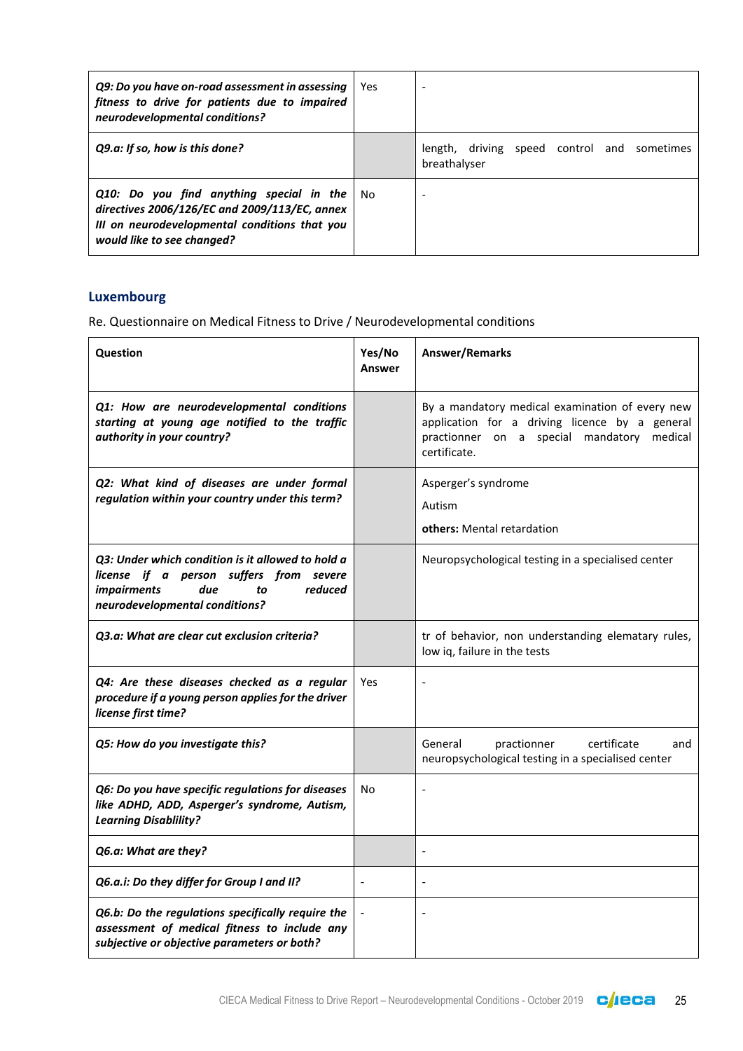| | | |
|---|---|---|
| ***Q9: Do you have on-road assessment in assessing fitness to drive for patients due to impaired neurodevelopmental conditions?*** | Yes | - |
| ***Q9.a: If so, how is this done?*** | | length, driving speed control and sometimes breathalyser |
| ***Q10: Do you find anything special in the directives 2006/126/EC and 2009/113/EC, annex III on neurodevelopmental conditions that you would like to see changed?*** | No | - |

## Luxembourg

Re. Questionnaire on Medical Fitness to Drive / Neurodevelopmental conditions

| Question | Yes/No Answer | Answer/Remarks |
|---|---|---|
| ***Q1: How are neurodevelopmental conditions starting at young age notified to the traffic authority in your country?*** | | By a mandatory medical examination of every new application for a driving licence by a general practionner on a special mandatory medical certificate. |
| ***Q2: What kind of diseases are under formal regulation within your country under this term?*** | | Asperger's syndrome<br>Autism<br>**others:** Mental retardation |
| ***Q3: Under which condition is it allowed to hold a license if a person suffers from severe impairments due to reduced neurodevelopmental conditions?*** | | Neuropsychological testing in a specialised center |
| ***Q3.a: What are clear cut exclusion criteria?*** | | tr of behavior, non understanding elematary rules, low iq, failure in the tests |
| ***Q4: Are these diseases checked as a regular procedure if a young person applies for the driver license first time?*** | Yes | - |
| ***Q5: How do you investigate this?*** | | General practionner certificate and neuropsychological testing in a specialised center |
| ***Q6: Do you have specific regulations for diseases like ADHD, ADD, Asperger's syndrome, Autism, Learning Disablility?*** | No | - |
| ***Q6.a: What are they?*** | | - |
| ***Q6.a.i: Do they differ for Group I and II?*** | - | - |
| ***Q6.b: Do the regulations specifically require the assessment of medical fitness to include any subjective or objective parameters or both?*** | - | - |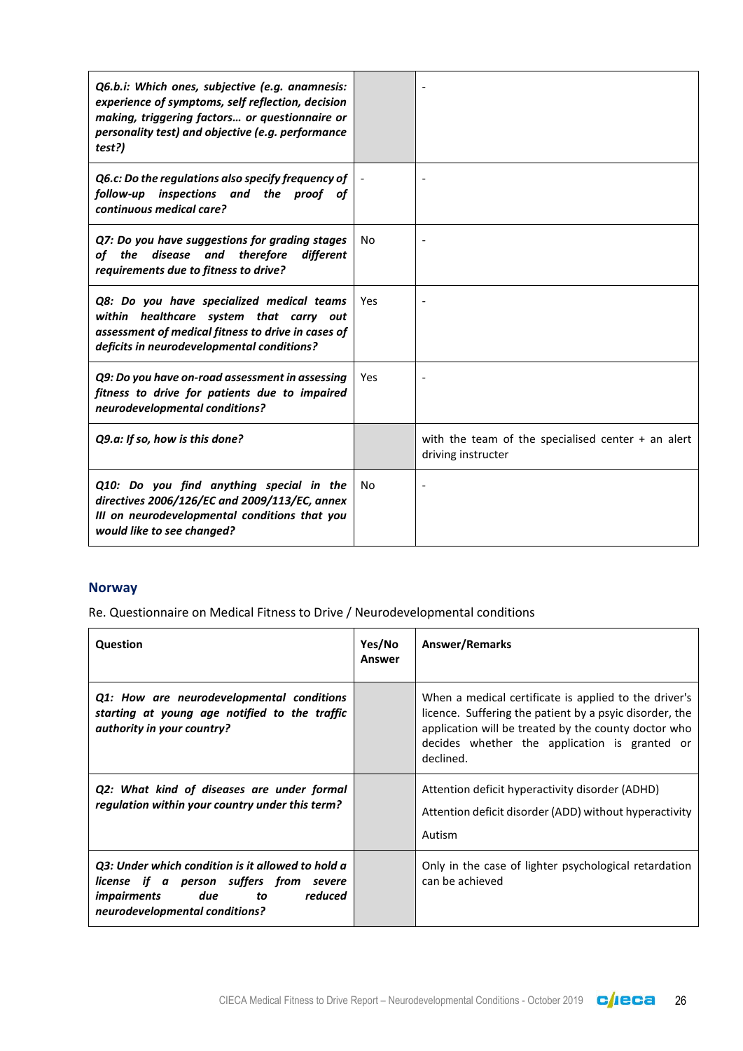| | | |
|---|---|---|
| ***Q6.b.i: Which ones, subjective (e.g. anamnesis: experience of symptoms, self reflection, decision making, triggering factors… or questionnaire or personality test) and objective (e.g. performance test?)*** | | - |
| ***Q6.c: Do the regulations also specify frequency of follow-up inspections and the proof of continuous medical care?*** | - | - |
| ***Q7: Do you have suggestions for grading stages of the disease and therefore different requirements due to fitness to drive?*** | No | - |
| ***Q8: Do you have specialized medical teams within healthcare system that carry out assessment of medical fitness to drive in cases of deficits in neurodevelopmental conditions?*** | Yes | - |
| ***Q9: Do you have on-road assessment in assessing fitness to drive for patients due to impaired neurodevelopmental conditions?*** | Yes | - |
| ***Q9.a: If so, how is this done?*** | | with the team of the specialised center + an alert driving instructer |
| ***Q10: Do you find anything special in the directives 2006/126/EC and 2009/113/EC, annex III on neurodevelopmental conditions that you would like to see changed?*** | No | - |

## Norway

Re. Questionnaire on Medical Fitness to Drive / Neurodevelopmental conditions

| Question | Yes/No Answer | Answer/Remarks |
|---|---|---|
| ***Q1: How are neurodevelopmental conditions starting at young age notified to the traffic authority in your country?*** | | When a medical certificate is applied to the driver's licence. Suffering the patient by a psyic disorder, the application will be treated by the county doctor who decides whether the application is granted or declined. |
| ***Q2: What kind of diseases are under formal regulation within your country under this term?*** | | Attention deficit hyperactivity disorder (ADHD)<br>Attention deficit disorder (ADD) without hyperactivity<br>Autism |
| ***Q3: Under which condition is it allowed to hold a license if a person suffers from severe impairments due to reduced neurodevelopmental conditions?*** | | Only in the case of lighter psychological retardation can be achieved |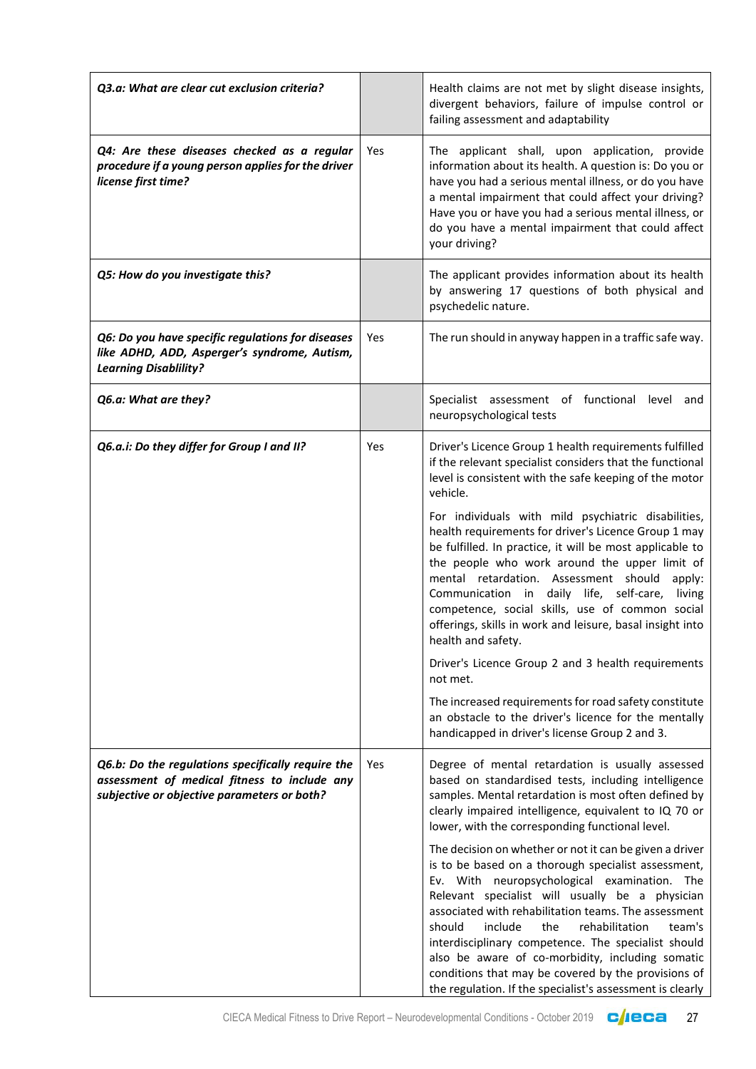| | | |
|---|---|---|
| ***Q3.a: What are clear cut exclusion criteria?*** | | Health claims are not met by slight disease insights, divergent behaviors, failure of impulse control or failing assessment and adaptability |
| ***Q4: Are these diseases checked as a regular procedure if a young person applies for the driver license first time?*** | Yes | The applicant shall, upon application, provide information about its health. A question is: Do you or have you had a serious mental illness, or do you have a mental impairment that could affect your driving? Have you or have you had a serious mental illness, or do you have a mental impairment that could affect your driving? |
| ***Q5: How do you investigate this?*** | | The applicant provides information about its health by answering 17 questions of both physical and psychedelic nature. |
| ***Q6: Do you have specific regulations for diseases like ADHD, ADD, Asperger's syndrome, Autism, Learning Disablility?*** | Yes | The run should in anyway happen in a traffic safe way. |
| ***Q6.a: What are they?*** | | Specialist assessment of functional level and neuropsychological tests |
| ***Q6.a.i: Do they differ for Group I and II?*** | Yes | Driver's Licence Group 1 health requirements fulfilled if the relevant specialist considers that the functional level is consistent with the safe keeping of the motor vehicle.<br><br>For individuals with mild psychiatric disabilities, health requirements for driver's Licence Group 1 may be fulfilled. In practice, it will be most applicable to the people who work around the upper limit of mental retardation. Assessment should apply: Communication in daily life, self-care, living competence, social skills, use of common social offerings, skills in work and leisure, basal insight into health and safety.<br><br>Driver's Licence Group 2 and 3 health requirements not met.<br><br>The increased requirements for road safety constitute an obstacle to the driver's licence for the mentally handicapped in driver's license Group 2 and 3. |
| ***Q6.b: Do the regulations specifically require the assessment of medical fitness to include any subjective or objective parameters or both?*** | Yes | Degree of mental retardation is usually assessed based on standardised tests, including intelligence samples. Mental retardation is most often defined by clearly impaired intelligence, equivalent to IQ 70 or lower, with the corresponding functional level.<br><br>The decision on whether or not it can be given a driver is to be based on a thorough specialist assessment, Ev. With neuropsychological examination. The Relevant specialist will usually be a physician associated with rehabilitation teams. The assessment should include the rehabilitation team's interdisciplinary competence. The specialist should also be aware of co-morbidity, including somatic conditions that may be covered by the provisions of the regulation. If the specialist's assessment is clearly |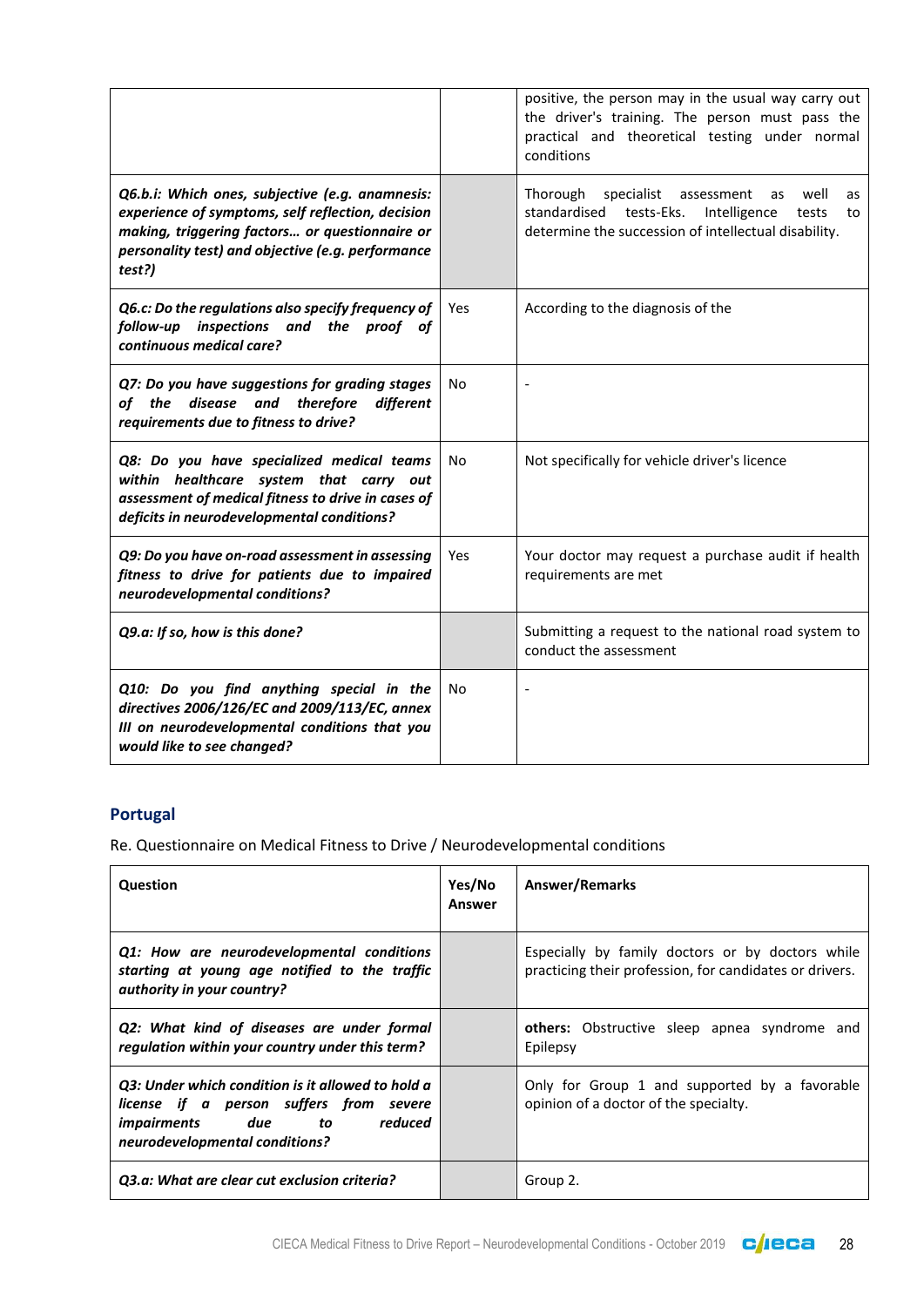| | | |
|---|---|---|
| | | positive, the person may in the usual way carry out the driver's training. The person must pass the practical and theoretical testing under normal conditions |
| ***Q6.b.i: Which ones, subjective (e.g. anamnesis: experience of symptoms, self reflection, decision making, triggering factors… or questionnaire or personality test) and objective (e.g. performance test?)*** | | Thorough specialist assessment as well as standardised tests-Eks. Intelligence tests to determine the succession of intellectual disability. |
| ***Q6.c: Do the regulations also specify frequency of follow-up inspections and the proof of continuous medical care?*** | Yes | According to the diagnosis of the |
| ***Q7: Do you have suggestions for grading stages of the disease and therefore different requirements due to fitness to drive?*** | No | - |
| ***Q8: Do you have specialized medical teams within healthcare system that carry out assessment of medical fitness to drive in cases of deficits in neurodevelopmental conditions?*** | No | Not specifically for vehicle driver's licence |
| ***Q9: Do you have on-road assessment in assessing fitness to drive for patients due to impaired neurodevelopmental conditions?*** | Yes | Your doctor may request a purchase audit if health requirements are met |
| ***Q9.a: If so, how is this done?*** | | Submitting a request to the national road system to conduct the assessment |
| ***Q10: Do you find anything special in the directives 2006/126/EC and 2009/113/EC, annex III on neurodevelopmental conditions that you would like to see changed?*** | No | - |

## Portugal

Re. Questionnaire on Medical Fitness to Drive / Neurodevelopmental conditions

| **Question** | **Yes/No Answer** | **Answer/Remarks** |
|---|---|---|
| ***Q1: How are neurodevelopmental conditions starting at young age notified to the traffic authority in your country?*** | | Especially by family doctors or by doctors while practicing their profession, for candidates or drivers. |
| ***Q2: What kind of diseases are under formal regulation within your country under this term?*** | | **others:** Obstructive sleep apnea syndrome and Epilepsy |
| ***Q3: Under which condition is it allowed to hold a license if a person suffers from severe impairments due to reduced neurodevelopmental conditions?*** | | Only for Group 1 and supported by a favorable opinion of a doctor of the specialty. |
| ***Q3.a: What are clear cut exclusion criteria?*** | | Group 2. |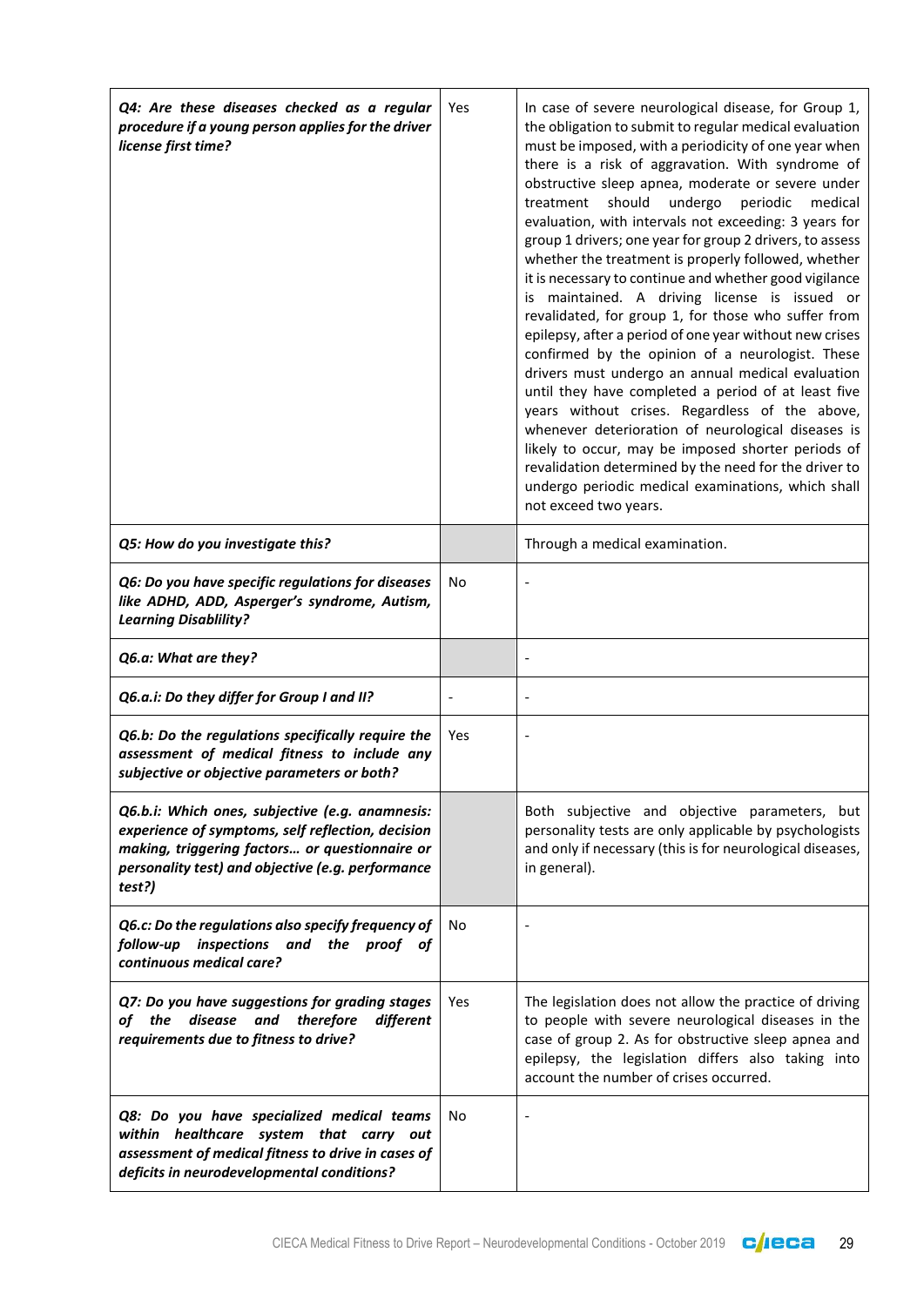| | | |
|---|---|---|
| ***Q4: Are these diseases checked as a regular procedure if a young person applies for the driver license first time?*** | Yes | In case of severe neurological disease, for Group 1, the obligation to submit to regular medical evaluation must be imposed, with a periodicity of one year when there is a risk of aggravation. With syndrome of obstructive sleep apnea, moderate or severe under treatment should undergo periodic medical evaluation, with intervals not exceeding: 3 years for group 1 drivers; one year for group 2 drivers, to assess whether the treatment is properly followed, whether it is necessary to continue and whether good vigilance is maintained. A driving license is issued or revalidated, for group 1, for those who suffer from epilepsy, after a period of one year without new crises confirmed by the opinion of a neurologist. These drivers must undergo an annual medical evaluation until they have completed a period of at least five years without crises. Regardless of the above, whenever deterioration of neurological diseases is likely to occur, may be imposed shorter periods of revalidation determined by the need for the driver to undergo periodic medical examinations, which shall not exceed two years. |
| ***Q5: How do you investigate this?*** | | Through a medical examination. |
| ***Q6: Do you have specific regulations for diseases like ADHD, ADD, Asperger's syndrome, Autism, Learning Disablility?*** | No | - |
| ***Q6.a: What are they?*** | | - |
| ***Q6.a.i: Do they differ for Group I and II?*** | - | - |
| ***Q6.b: Do the regulations specifically require the assessment of medical fitness to include any subjective or objective parameters or both?*** | Yes | - |
| ***Q6.b.i: Which ones, subjective (e.g. anamnesis: experience of symptoms, self reflection, decision making, triggering factors… or questionnaire or personality test) and objective (e.g. performance test?)*** | | Both subjective and objective parameters, but personality tests are only applicable by psychologists and only if necessary (this is for neurological diseases, in general). |
| ***Q6.c: Do the regulations also specify frequency of follow-up inspections and the proof of continuous medical care?*** | No | - |
| ***Q7: Do you have suggestions for grading stages of the disease and therefore different requirements due to fitness to drive?*** | Yes | The legislation does not allow the practice of driving to people with severe neurological diseases in the case of group 2. As for obstructive sleep apnea and epilepsy, the legislation differs also taking into account the number of crises occurred. |
| ***Q8: Do you have specialized medical teams within healthcare system that carry out assessment of medical fitness to drive in cases of deficits in neurodevelopmental conditions?*** | No | - |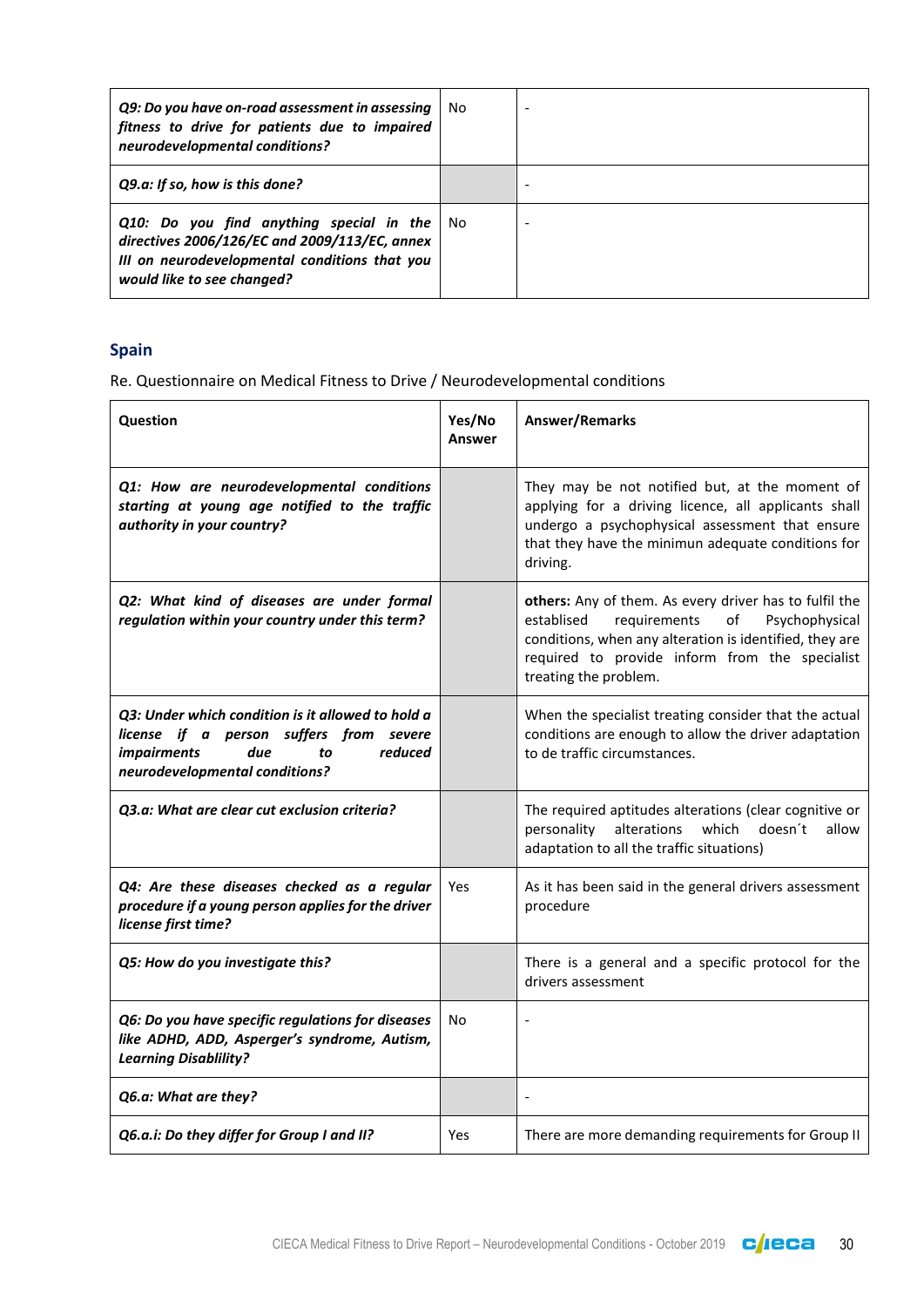| | | |
|---|---|---|
| ***Q9: Do you have on-road assessment in assessing fitness to drive for patients due to impaired neurodevelopmental conditions?*** | No | - |
| ***Q9.a: If so, how is this done?*** | | - |
| ***Q10: Do you find anything special in the directives 2006/126/EC and 2009/113/EC, annex III on neurodevelopmental conditions that you would like to see changed?*** | No | - |

## Spain

Re. Questionnaire on Medical Fitness to Drive / Neurodevelopmental conditions

| Question | Yes/No Answer | Answer/Remarks |
|---|---|---|
| ***Q1: How are neurodevelopmental conditions starting at young age notified to the traffic authority in your country?*** | | They may be not notified but, at the moment of applying for a driving licence, all applicants shall undergo a psychophysical assessment that ensure that they have the minimun adequate conditions for driving. |
| ***Q2: What kind of diseases are under formal regulation within your country under this term?*** | | **others:** Any of them. As every driver has to fulfil the established requirements of Psychophysical conditions, when any alteration is identified, they are required to provide inform from the specialist treating the problem. |
| ***Q3: Under which condition is it allowed to hold a license if a person suffers from severe impairments due to reduced neurodevelopmental conditions?*** | | When the specialist treating consider that the actual conditions are enough to allow the driver adaptation to de traffic circumstances. |
| ***Q3.a: What are clear cut exclusion criteria?*** | | The required aptitudes alterations (clear cognitive or personality alterations which doesn´t allow adaptation to all the traffic situations) |
| ***Q4: Are these diseases checked as a regular procedure if a young person applies for the driver license first time?*** | Yes | As it has been said in the general drivers assessment procedure |
| ***Q5: How do you investigate this?*** | | There is a general and a specific protocol for the drivers assessment |
| ***Q6: Do you have specific regulations for diseases like ADHD, ADD, Asperger's syndrome, Autism, Learning Disablility?*** | No | - |
| ***Q6.a: What are they?*** | | - |
| ***Q6.a.i: Do they differ for Group I and II?*** | Yes | There are more demanding requirements for Group II |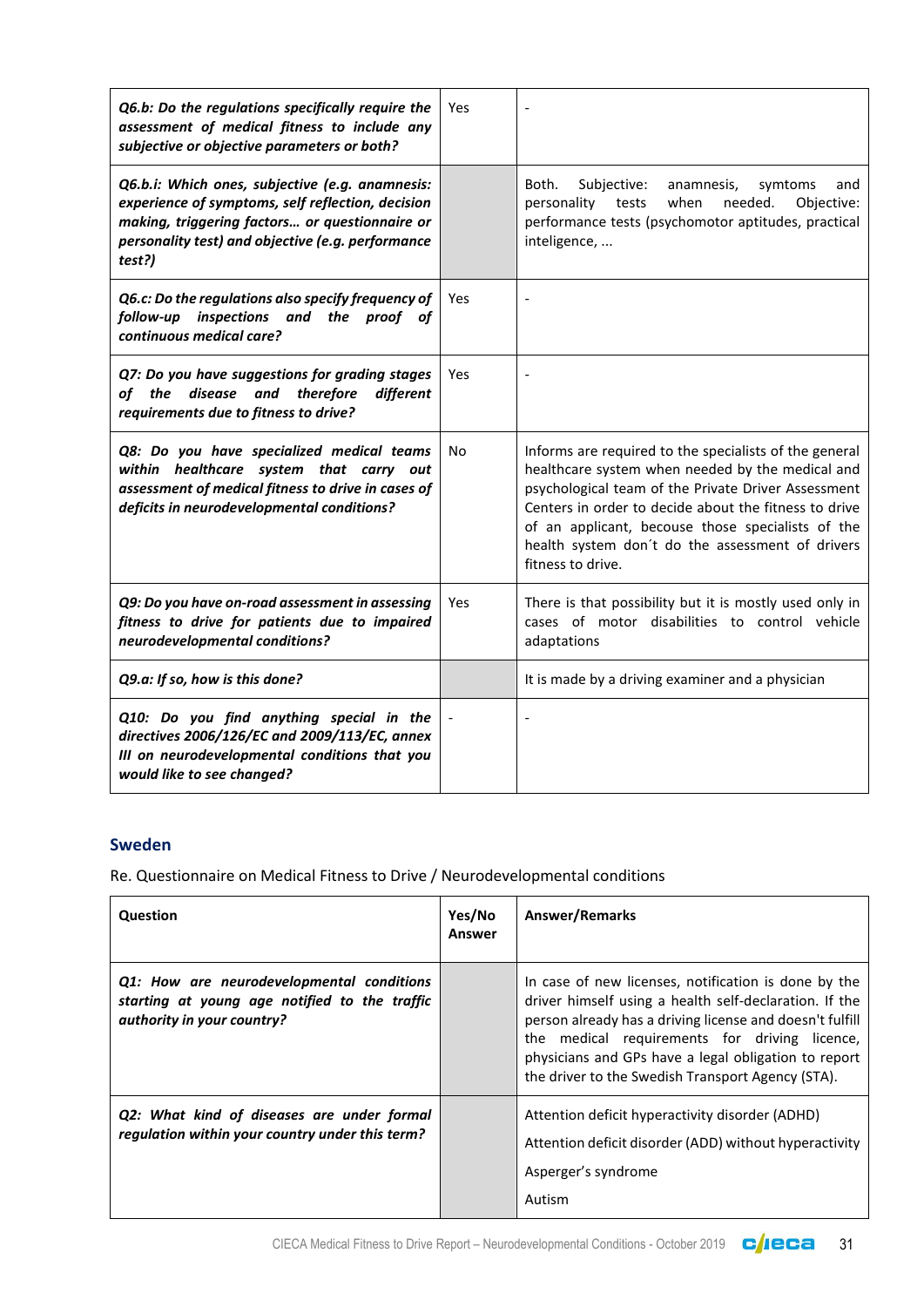| | | |
|---|---|---|
| ***Q6.b: Do the regulations specifically require the assessment of medical fitness to include any subjective or objective parameters or both?*** | Yes | - |
| ***Q6.b.i: Which ones, subjective (e.g. anamnesis: experience of symptoms, self reflection, decision making, triggering factors… or questionnaire or personality test) and objective (e.g. performance test?)*** | | Both. Subjective: anamnesis, symtoms and personality tests when needed. Objective: performance tests (psychomotor aptitudes, practical inteligence, ... |
| ***Q6.c: Do the regulations also specify frequency of follow-up inspections and the proof of continuous medical care?*** | Yes | - |
| ***Q7: Do you have suggestions for grading stages of the disease and therefore different requirements due to fitness to drive?*** | Yes | - |
| ***Q8: Do you have specialized medical teams within healthcare system that carry out assessment of medical fitness to drive in cases of deficits in neurodevelopmental conditions?*** | No | Informs are required to the specialists of the general healthcare system when needed by the medical and psychological team of the Private Driver Assessment Centers in order to decide about the fitness to drive of an applicant, becouse those specialists of the health system don´t do the assessment of drivers fitness to drive. |
| ***Q9: Do you have on-road assessment in assessing fitness to drive for patients due to impaired neurodevelopmental conditions?*** | Yes | There is that possibility but it is mostly used only in cases of motor disabilities to control vehicle adaptations |
| ***Q9.a: If so, how is this done?*** | | It is made by a driving examiner and a physician |
| ***Q10: Do you find anything special in the directives 2006/126/EC and 2009/113/EC, annex III on neurodevelopmental conditions that you would like to see changed?*** | - | - |

## Sweden

Re. Questionnaire on Medical Fitness to Drive / Neurodevelopmental conditions

| Question | Yes/No Answer | Answer/Remarks |
|---|---|---|
| ***Q1: How are neurodevelopmental conditions starting at young age notified to the traffic authority in your country?*** | | In case of new licenses, notification is done by the driver himself using a health self-declaration. If the person already has a driving license and doesn't fulfill the medical requirements for driving licence, physicians and GPs have a legal obligation to report the driver to the Swedish Transport Agency (STA). |
| ***Q2: What kind of diseases are under formal regulation within your country under this term?*** | | Attention deficit hyperactivity disorder (ADHD)<br>Attention deficit disorder (ADD) without hyperactivity<br>Asperger's syndrome<br>Autism |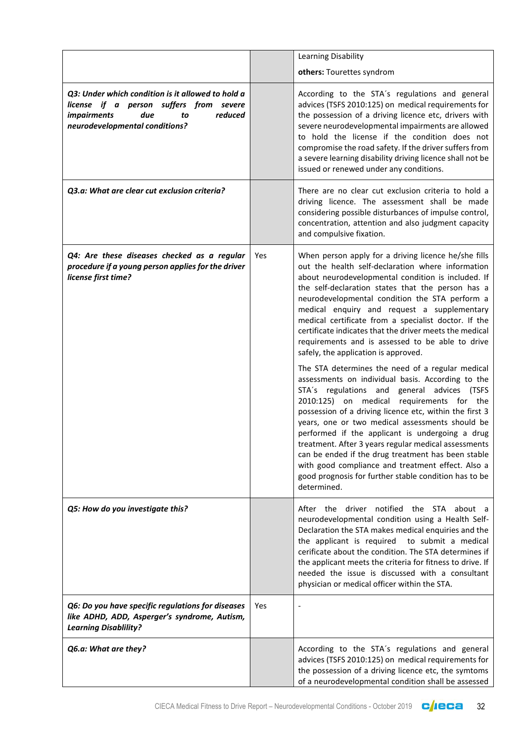| | | |
|---|---|---|
| | | Learning Disability<br><br>**others:** Tourettes syndrom |
| ***Q3: Under which condition is it allowed to hold a license if a person suffers from severe impairments due to reduced neurodevelopmental conditions?*** | | According to the STA´s regulations and general advices (TSFS 2010:125) on medical requirements for the possession of a driving licence etc, drivers with severe neurodevelopmental impairments are allowed to hold the license if the condition does not compromise the road safety. If the driver suffers from a severe learning disability driving licence shall not be issued or renewed under any conditions. |
| ***Q3.a: What are clear cut exclusion criteria?*** | | There are no clear cut exclusion criteria to hold a driving licence. The assessment shall be made considering possible disturbances of impulse control, concentration, attention and also judgment capacity and compulsive fixation. |
| ***Q4: Are these diseases checked as a regular procedure if a young person applies for the driver license first time?*** | Yes | When person apply for a driving licence he/she fills out the health self-declaration where information about neurodevelopmental condition is included. If the self-declaration states that the person has a neurodevelopmental condition the STA perform a medical enquiry and request a supplementary medical certificate from a specialist doctor. If the certificate indicates that the driver meets the medical requirements and is assessed to be able to drive safely, the application is approved.<br><br>The STA determines the need of a regular medical assessments on individual basis. According to the STA´s regulations and general advices (TSFS 2010:125) on medical requirements for the possession of a driving licence etc, within the first 3 years, one or two medical assessments should be performed if the applicant is undergoing a drug treatment. After 3 years regular medical assessments can be ended if the drug treatment has been stable with good compliance and treatment effect. Also a good prognosis for further stable condition has to be determined. |
| ***Q5: How do you investigate this?*** | | After the driver notified the STA about a neurodevelopmental condition using a Health Self-Declaration the STA makes medical enquiries and the the applicant is required to submit a medical cerificate about the condition. The STA determines if the applicant meets the criteria for fitness to drive. If needed the issue is discussed with a consultant physician or medical officer within the STA. |
| ***Q6: Do you have specific regulations for diseases like ADHD, ADD, Asperger's syndrome, Autism, Learning Disablility?*** | Yes | - |
| ***Q6.a: What are they?*** | | According to the STA´s regulations and general advices (TSFS 2010:125) on medical requirements for the possession of a driving licence etc, the symtoms of a neurodevelopmental condition shall be assessed |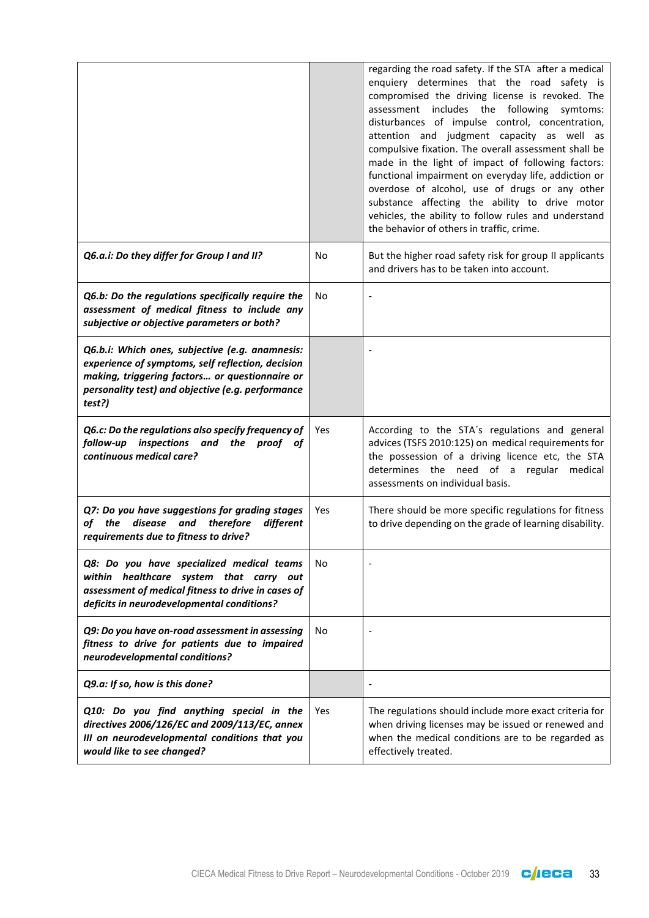| | | |
|---|---|---|
| | | regarding the road safety. If the STA after a medical enquiery determines that the road safety is compromised the driving license is revoked. The assessment includes the following symtoms: disturbances of impulse control, concentration, attention and judgment capacity as well as compulsive fixation. The overall assessment shall be made in the light of impact of following factors: functional impairment on everyday life, addiction or overdose of alcohol, use of drugs or any other substance affecting the ability to drive motor vehicles, the ability to follow rules and understand the behavior of others in traffic, crime. |
| ***Q6.a.i: Do they differ for Group I and II?*** | No | But the higher road safety risk for group II applicants and drivers has to be taken into account. |
| ***Q6.b: Do the regulations specifically require the assessment of medical fitness to include any subjective or objective parameters or both?*** | No | - |
| ***Q6.b.i: Which ones, subjective (e.g. anamnesis: experience of symptoms, self reflection, decision making, triggering factors… or questionnaire or personality test) and objective (e.g. performance test?)*** | | - |
| ***Q6.c: Do the regulations also specify frequency of follow-up inspections and the proof of continuous medical care?*** | Yes | According to the STA´s regulations and general advices (TSFS 2010:125) on medical requirements for the possession of a driving licence etc, the STA determines the need of a regular medical assessments on individual basis. |
| ***Q7: Do you have suggestions for grading stages of the disease and therefore different requirements due to fitness to drive?*** | Yes | There should be more specific regulations for fitness to drive depending on the grade of learning disability. |
| ***Q8: Do you have specialized medical teams within healthcare system that carry out assessment of medical fitness to drive in cases of deficits in neurodevelopmental conditions?*** | No | - |
| ***Q9: Do you have on-road assessment in assessing fitness to drive for patients due to impaired neurodevelopmental conditions?*** | No | - |
| ***Q9.a: If so, how is this done?*** | | - |
| ***Q10: Do you find anything special in the directives 2006/126/EC and 2009/113/EC, annex III on neurodevelopmental conditions that you would like to see changed?*** | Yes | The regulations should include more exact criteria for when driving licenses may be issued or renewed and when the medical conditions are to be regarded as effectively treated. |